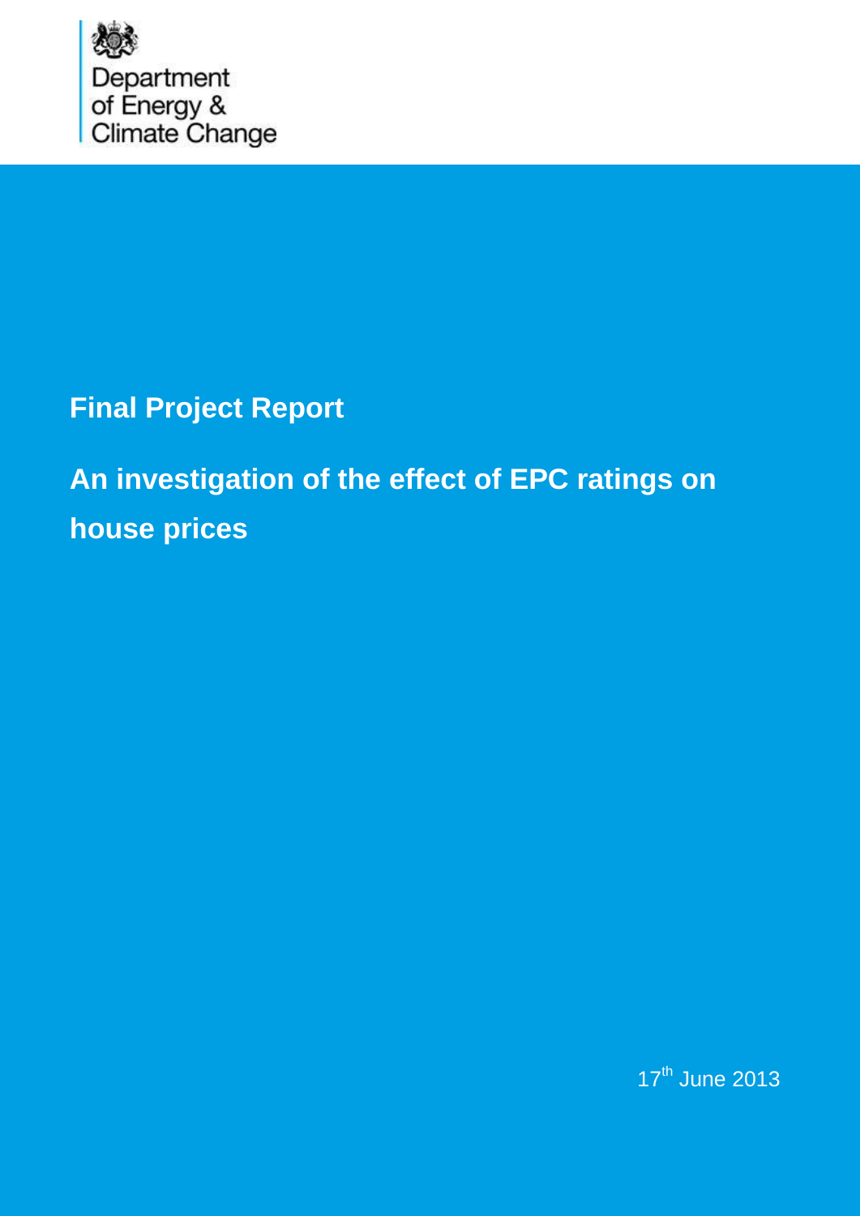Department of Energy & Climate Change

**Final Project Report**

# An investigation of the effect of EPC ratings on house prices

17th June 2013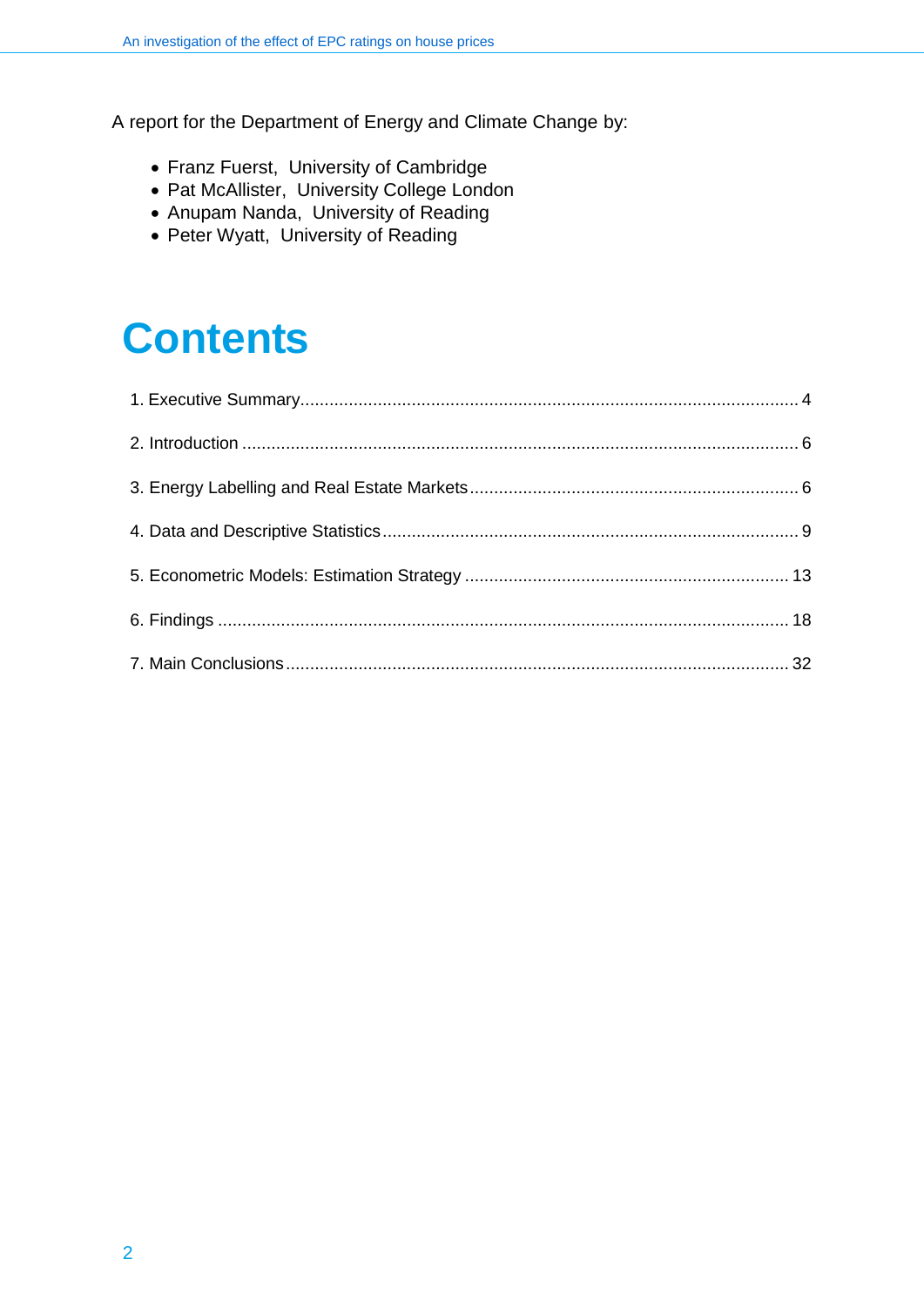A report for the Department of Energy and Climate Change by:

- Franz Fuerst, University of Cambridge
- Pat McAllister, University College London
- Anupam Nanda, University of Reading
- Peter Wyatt, University of Reading

# Contents

1. Executive Summary ........ 4
2. Introduction ........ 6
3. Energy Labelling and Real Estate Markets ........ 6
4. Data and Descriptive Statistics ........ 9
5. Econometric Models: Estimation Strategy ........ 13
6. Findings ........ 18
7. Main Conclusions ........ 32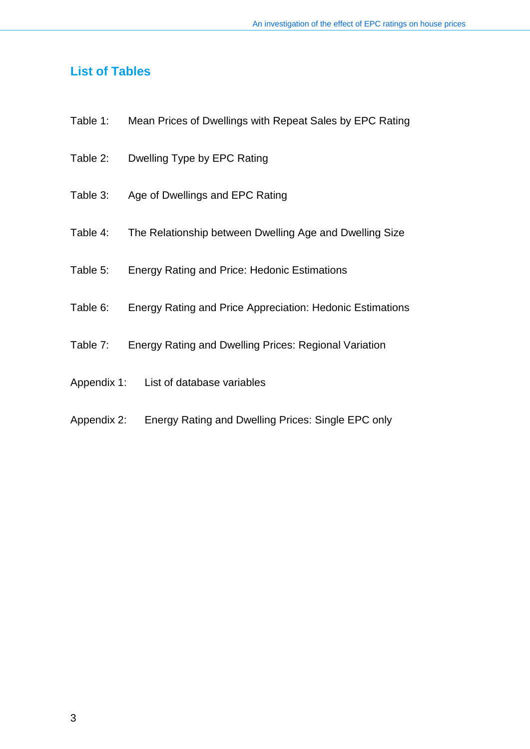## List of Tables

Table 1: Mean Prices of Dwellings with Repeat Sales by EPC Rating

Table 2: Dwelling Type by EPC Rating

Table 3: Age of Dwellings and EPC Rating

Table 4: The Relationship between Dwelling Age and Dwelling Size

Table 5: Energy Rating and Price: Hedonic Estimations

Table 6: Energy Rating and Price Appreciation: Hedonic Estimations

Table 7: Energy Rating and Dwelling Prices: Regional Variation

Appendix 1: List of database variables

Appendix 2: Energy Rating and Dwelling Prices: Single EPC only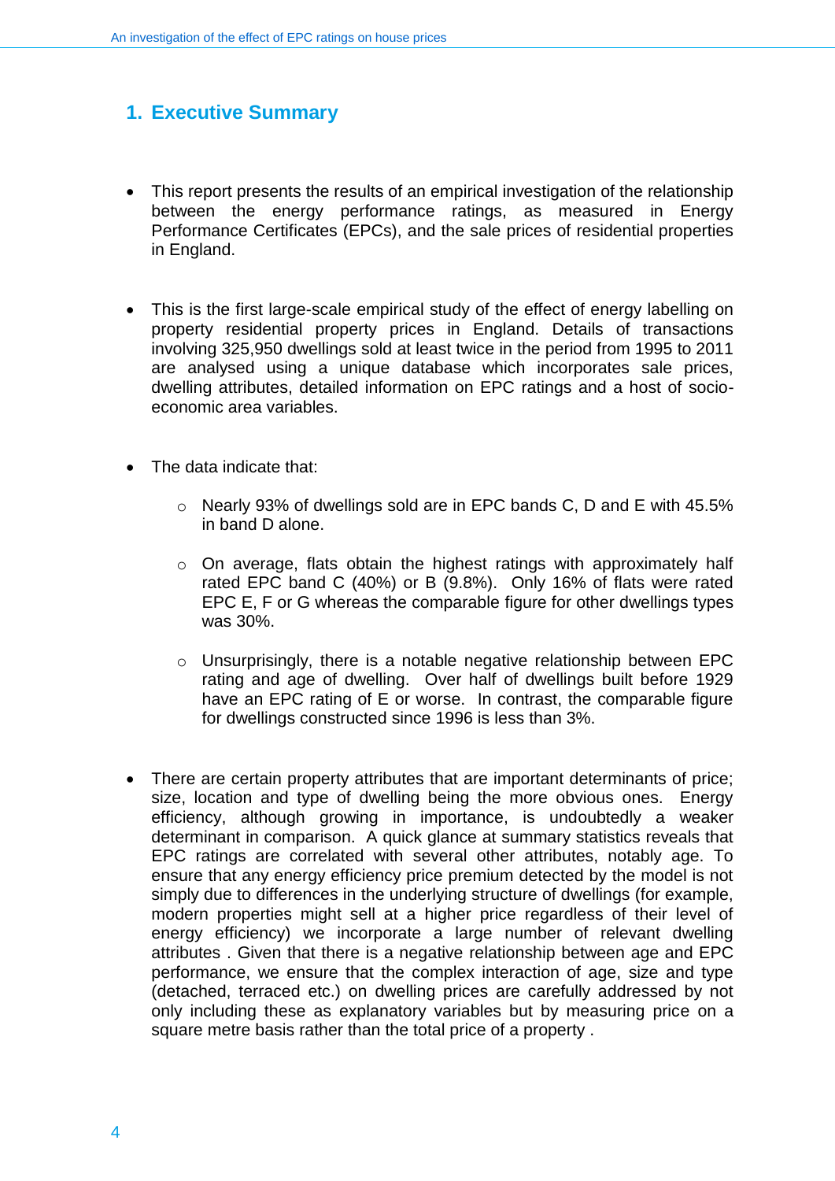# 1. Executive Summary

- This report presents the results of an empirical investigation of the relationship between the energy performance ratings, as measured in Energy Performance Certificates (EPCs), and the sale prices of residential properties in England.

- This is the first large-scale empirical study of the effect of energy labelling on property residential property prices in England. Details of transactions involving 325,950 dwellings sold at least twice in the period from 1995 to 2011 are analysed using a unique database which incorporates sale prices, dwelling attributes, detailed information on EPC ratings and a host of socio-economic area variables.

- The data indicate that:

  - Nearly 93% of dwellings sold are in EPC bands C, D and E with 45.5% in band D alone.

  - On average, flats obtain the highest ratings with approximately half rated EPC band C (40%) or B (9.8%). Only 16% of flats were rated EPC E, F or G whereas the comparable figure for other dwellings types was 30%.

  - Unsurprisingly, there is a notable negative relationship between EPC rating and age of dwelling. Over half of dwellings built before 1929 have an EPC rating of E or worse. In contrast, the comparable figure for dwellings constructed since 1996 is less than 3%.

- There are certain property attributes that are important determinants of price; size, location and type of dwelling being the more obvious ones. Energy efficiency, although growing in importance, is undoubtedly a weaker determinant in comparison. A quick glance at summary statistics reveals that EPC ratings are correlated with several other attributes, notably age. To ensure that any energy efficiency price premium detected by the model is not simply due to differences in the underlying structure of dwellings (for example, modern properties might sell at a higher price regardless of their level of energy efficiency) we incorporate a large number of relevant dwelling attributes . Given that there is a negative relationship between age and EPC performance, we ensure that the complex interaction of age, size and type (detached, terraced etc.) on dwelling prices are carefully addressed by not only including these as explanatory variables but by measuring price on a square metre basis rather than the total price of a property .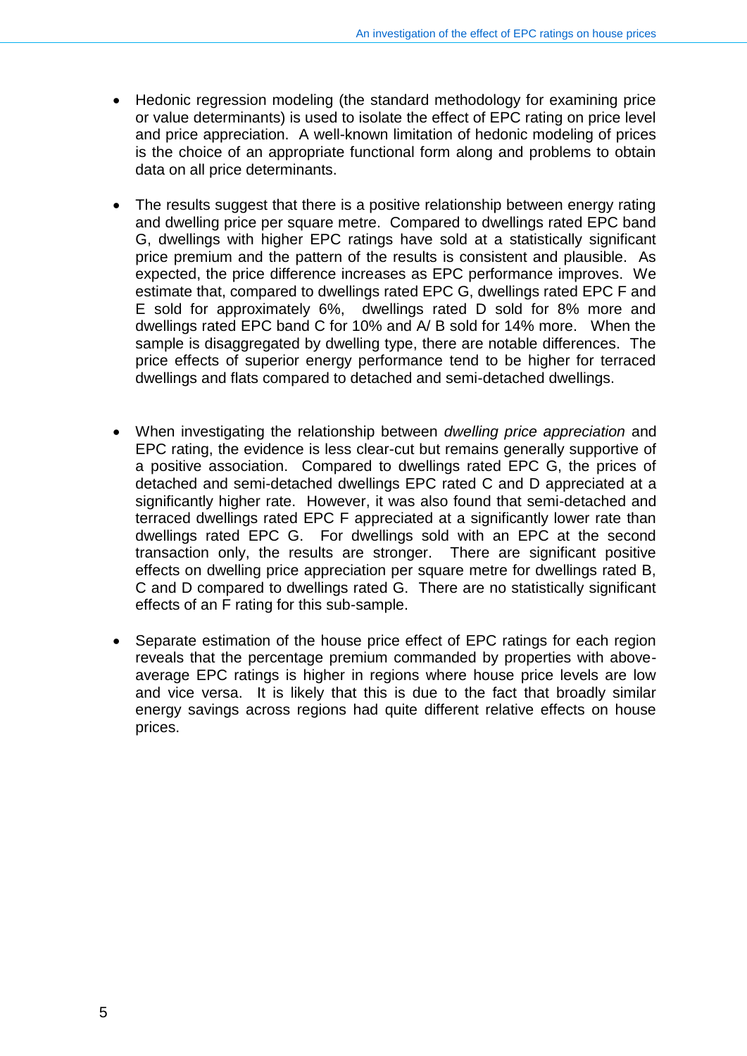- Hedonic regression modeling (the standard methodology for examining price or value determinants) is used to isolate the effect of EPC rating on price level and price appreciation. A well-known limitation of hedonic modeling of prices is the choice of an appropriate functional form along and problems to obtain data on all price determinants.

- The results suggest that there is a positive relationship between energy rating and dwelling price per square metre. Compared to dwellings rated EPC band G, dwellings with higher EPC ratings have sold at a statistically significant price premium and the pattern of the results is consistent and plausible. As expected, the price difference increases as EPC performance improves. We estimate that, compared to dwellings rated EPC G, dwellings rated EPC F and E sold for approximately 6%, dwellings rated D sold for 8% more and dwellings rated EPC band C for 10% and A/ B sold for 14% more. When the sample is disaggregated by dwelling type, there are notable differences. The price effects of superior energy performance tend to be higher for terraced dwellings and flats compared to detached and semi-detached dwellings.

- When investigating the relationship between *dwelling price appreciation* and EPC rating, the evidence is less clear-cut but remains generally supportive of a positive association. Compared to dwellings rated EPC G, the prices of detached and semi-detached dwellings EPC rated C and D appreciated at a significantly higher rate. However, it was also found that semi-detached and terraced dwellings rated EPC F appreciated at a significantly lower rate than dwellings rated EPC G. For dwellings sold with an EPC at the second transaction only, the results are stronger. There are significant positive effects on dwelling price appreciation per square metre for dwellings rated B, C and D compared to dwellings rated G. There are no statistically significant effects of an F rating for this sub-sample.

- Separate estimation of the house price effect of EPC ratings for each region reveals that the percentage premium commanded by properties with above-average EPC ratings is higher in regions where house price levels are low and vice versa. It is likely that this is due to the fact that broadly similar energy savings across regions had quite different relative effects on house prices.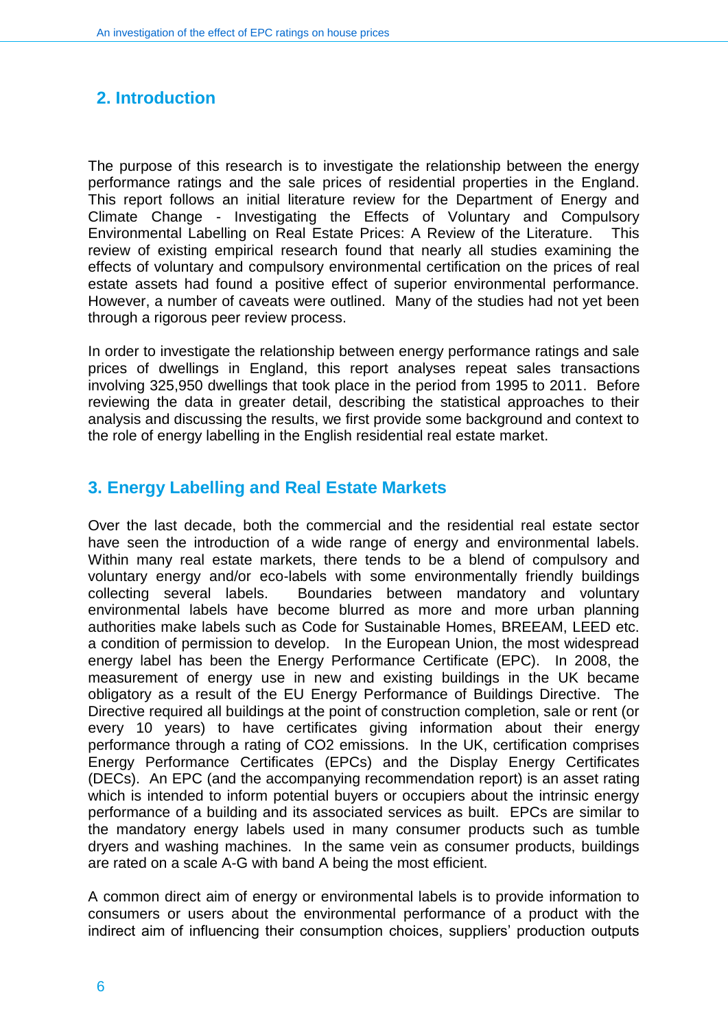## 2. Introduction

The purpose of this research is to investigate the relationship between the energy performance ratings and the sale prices of residential properties in the England. This report follows an initial literature review for the Department of Energy and Climate Change - Investigating the Effects of Voluntary and Compulsory Environmental Labelling on Real Estate Prices: A Review of the Literature. This review of existing empirical research found that nearly all studies examining the effects of voluntary and compulsory environmental certification on the prices of real estate assets had found a positive effect of superior environmental performance. However, a number of caveats were outlined. Many of the studies had not yet been through a rigorous peer review process.

In order to investigate the relationship between energy performance ratings and sale prices of dwellings in England, this report analyses repeat sales transactions involving 325,950 dwellings that took place in the period from 1995 to 2011. Before reviewing the data in greater detail, describing the statistical approaches to their analysis and discussing the results, we first provide some background and context to the role of energy labelling in the English residential real estate market.

## 3. Energy Labelling and Real Estate Markets

Over the last decade, both the commercial and the residential real estate sector have seen the introduction of a wide range of energy and environmental labels. Within many real estate markets, there tends to be a blend of compulsory and voluntary energy and/or eco-labels with some environmentally friendly buildings collecting several labels. Boundaries between mandatory and voluntary environmental labels have become blurred as more and more urban planning authorities make labels such as Code for Sustainable Homes, BREEAM, LEED etc. a condition of permission to develop. In the European Union, the most widespread energy label has been the Energy Performance Certificate (EPC). In 2008, the measurement of energy use in new and existing buildings in the UK became obligatory as a result of the EU Energy Performance of Buildings Directive. The Directive required all buildings at the point of construction completion, sale or rent (or every 10 years) to have certificates giving information about their energy performance through a rating of $CO_2$ emissions. In the UK, certification comprises Energy Performance Certificates (EPCs) and the Display Energy Certificates (DECs). An EPC (and the accompanying recommendation report) is an asset rating which is intended to inform potential buyers or occupiers about the intrinsic energy performance of a building and its associated services as built. EPCs are similar to the mandatory energy labels used in many consumer products such as tumble dryers and washing machines. In the same vein as consumer products, buildings are rated on a scale A-G with band A being the most efficient.

A common direct aim of energy or environmental labels is to provide information to consumers or users about the environmental performance of a product with the indirect aim of influencing their consumption choices, suppliers' production outputs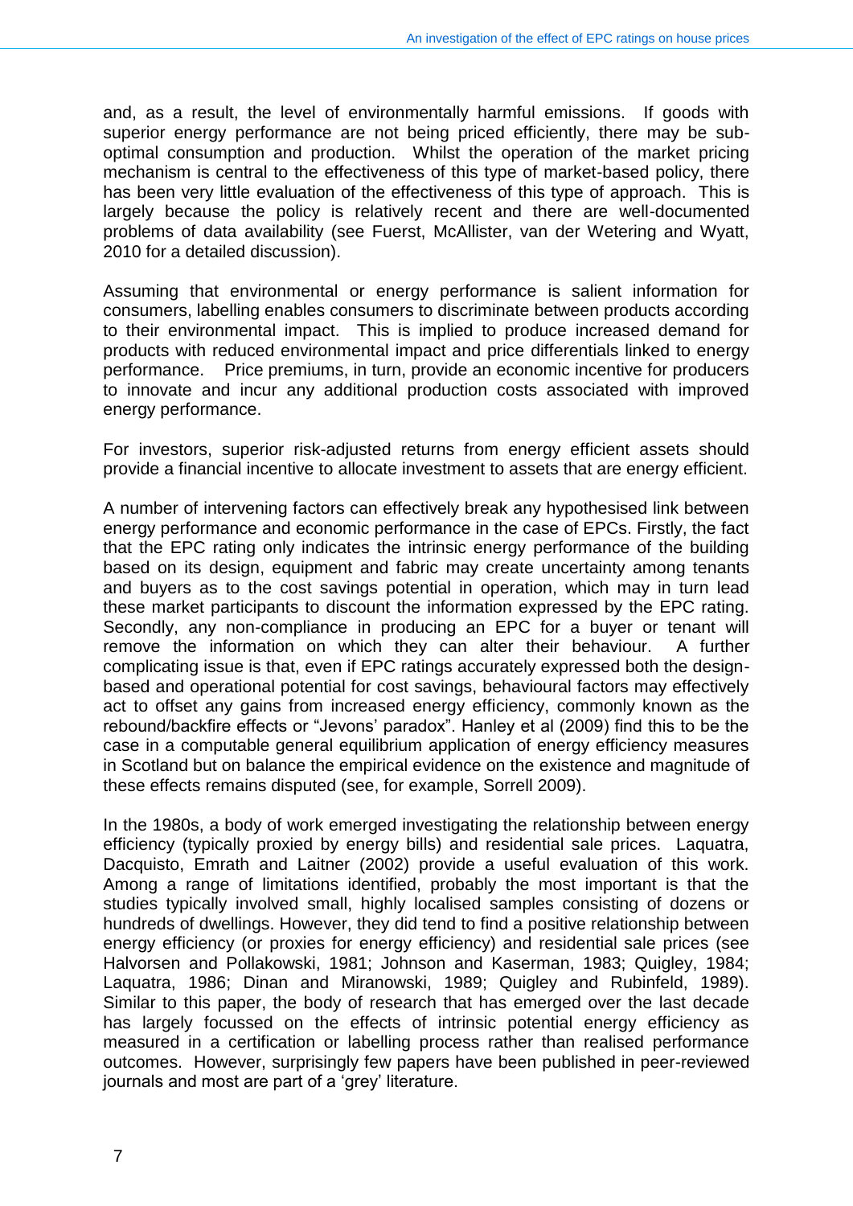and, as a result, the level of environmentally harmful emissions. If goods with superior energy performance are not being priced efficiently, there may be sub-optimal consumption and production. Whilst the operation of the market pricing mechanism is central to the effectiveness of this type of market-based policy, there has been very little evaluation of the effectiveness of this type of approach. This is largely because the policy is relatively recent and there are well-documented problems of data availability (see Fuerst, McAllister, van der Wetering and Wyatt, 2010 for a detailed discussion).

Assuming that environmental or energy performance is salient information for consumers, labelling enables consumers to discriminate between products according to their environmental impact. This is implied to produce increased demand for products with reduced environmental impact and price differentials linked to energy performance. Price premiums, in turn, provide an economic incentive for producers to innovate and incur any additional production costs associated with improved energy performance.

For investors, superior risk-adjusted returns from energy efficient assets should provide a financial incentive to allocate investment to assets that are energy efficient.

A number of intervening factors can effectively break any hypothesised link between energy performance and economic performance in the case of EPCs. Firstly, the fact that the EPC rating only indicates the intrinsic energy performance of the building based on its design, equipment and fabric may create uncertainty among tenants and buyers as to the cost savings potential in operation, which may in turn lead these market participants to discount the information expressed by the EPC rating. Secondly, any non-compliance in producing an EPC for a buyer or tenant will remove the information on which they can alter their behaviour. A further complicating issue is that, even if EPC ratings accurately expressed both the design-based and operational potential for cost savings, behavioural factors may effectively act to offset any gains from increased energy efficiency, commonly known as the rebound/backfire effects or "Jevons' paradox". Hanley et al (2009) find this to be the case in a computable general equilibrium application of energy efficiency measures in Scotland but on balance the empirical evidence on the existence and magnitude of these effects remains disputed (see, for example, Sorrell 2009).

In the 1980s, a body of work emerged investigating the relationship between energy efficiency (typically proxied by energy bills) and residential sale prices. Laquatra, Dacquisto, Emrath and Laitner (2002) provide a useful evaluation of this work. Among a range of limitations identified, probably the most important is that the studies typically involved small, highly localised samples consisting of dozens or hundreds of dwellings. However, they did tend to find a positive relationship between energy efficiency (or proxies for energy efficiency) and residential sale prices (see Halvorsen and Pollakowski, 1981; Johnson and Kaserman, 1983; Quigley, 1984; Laquatra, 1986; Dinan and Miranowski, 1989; Quigley and Rubinfeld, 1989). Similar to this paper, the body of research that has emerged over the last decade has largely focussed on the effects of intrinsic potential energy efficiency as measured in a certification or labelling process rather than realised performance outcomes. However, surprisingly few papers have been published in peer-reviewed journals and most are part of a 'grey' literature.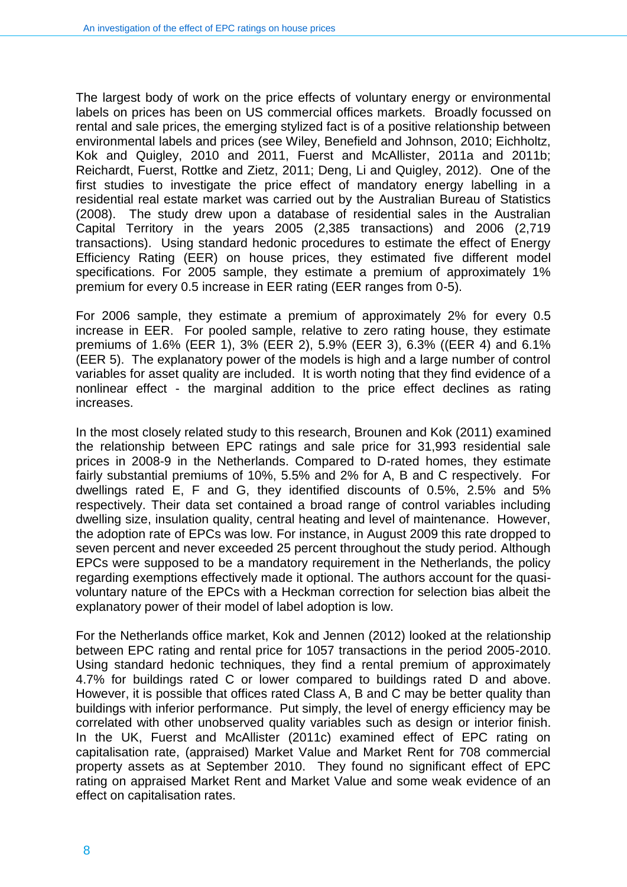The largest body of work on the price effects of voluntary energy or environmental labels on prices has been on US commercial offices markets. Broadly focussed on rental and sale prices, the emerging stylized fact is of a positive relationship between environmental labels and prices (see Wiley, Benefield and Johnson, 2010; Eichholtz, Kok and Quigley, 2010 and 2011, Fuerst and McAllister, 2011a and 2011b; Reichardt, Fuerst, Rottke and Zietz, 2011; Deng, Li and Quigley, 2012). One of the first studies to investigate the price effect of mandatory energy labelling in a residential real estate market was carried out by the Australian Bureau of Statistics (2008). The study drew upon a database of residential sales in the Australian Capital Territory in the years 2005 (2,385 transactions) and 2006 (2,719 transactions). Using standard hedonic procedures to estimate the effect of Energy Efficiency Rating (EER) on house prices, they estimated five different model specifications. For 2005 sample, they estimate a premium of approximately 1% premium for every 0.5 increase in EER rating (EER ranges from 0-5).

For 2006 sample, they estimate a premium of approximately 2% for every 0.5 increase in EER. For pooled sample, relative to zero rating house, they estimate premiums of 1.6% (EER 1), 3% (EER 2), 5.9% (EER 3), 6.3% ((EER 4) and 6.1% (EER 5). The explanatory power of the models is high and a large number of control variables for asset quality are included. It is worth noting that they find evidence of a nonlinear effect - the marginal addition to the price effect declines as rating increases.

In the most closely related study to this research, Brounen and Kok (2011) examined the relationship between EPC ratings and sale price for 31,993 residential sale prices in 2008-9 in the Netherlands. Compared to D-rated homes, they estimate fairly substantial premiums of 10%, 5.5% and 2% for A, B and C respectively. For dwellings rated E, F and G, they identified discounts of 0.5%, 2.5% and 5% respectively. Their data set contained a broad range of control variables including dwelling size, insulation quality, central heating and level of maintenance. However, the adoption rate of EPCs was low. For instance, in August 2009 this rate dropped to seven percent and never exceeded 25 percent throughout the study period. Although EPCs were supposed to be a mandatory requirement in the Netherlands, the policy regarding exemptions effectively made it optional. The authors account for the quasi-voluntary nature of the EPCs with a Heckman correction for selection bias albeit the explanatory power of their model of label adoption is low.

For the Netherlands office market, Kok and Jennen (2012) looked at the relationship between EPC rating and rental price for 1057 transactions in the period 2005-2010. Using standard hedonic techniques, they find a rental premium of approximately 4.7% for buildings rated C or lower compared to buildings rated D and above. However, it is possible that offices rated Class A, B and C may be better quality than buildings with inferior performance. Put simply, the level of energy efficiency may be correlated with other unobserved quality variables such as design or interior finish. In the UK, Fuerst and McAllister (2011c) examined effect of EPC rating on capitalisation rate, (appraised) Market Value and Market Rent for 708 commercial property assets as at September 2010. They found no significant effect of EPC rating on appraised Market Rent and Market Value and some weak evidence of an effect on capitalisation rates.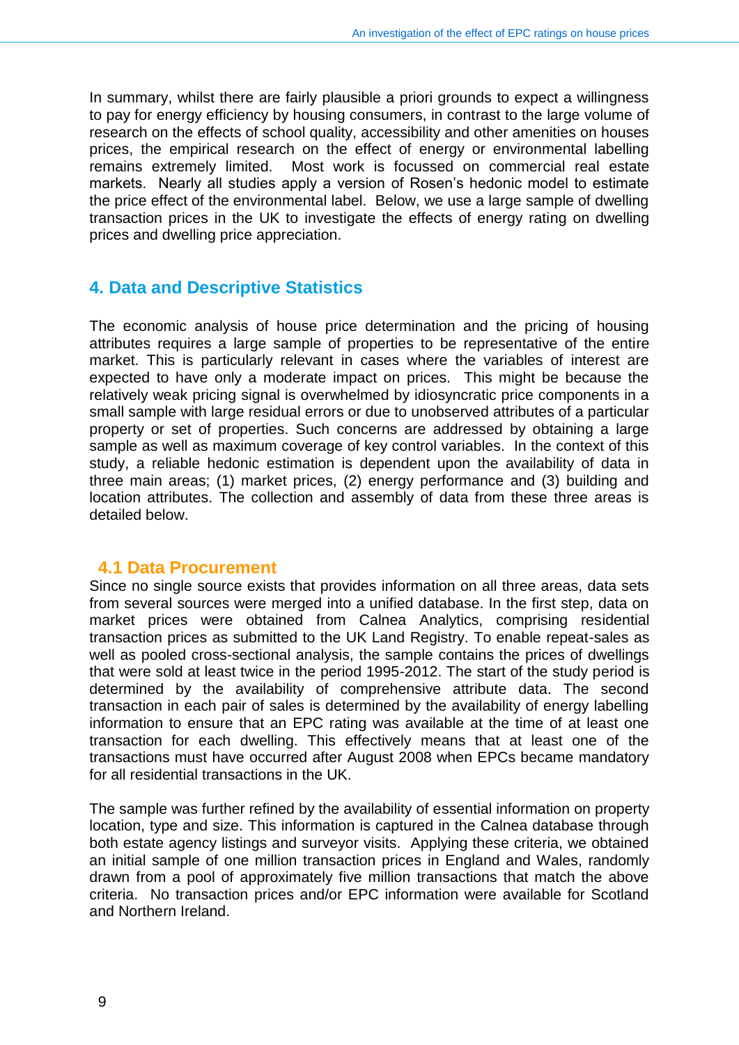In summary, whilst there are fairly plausible a priori grounds to expect a willingness to pay for energy efficiency by housing consumers, in contrast to the large volume of research on the effects of school quality, accessibility and other amenities on houses prices, the empirical research on the effect of energy or environmental labelling remains extremely limited. Most work is focussed on commercial real estate markets. Nearly all studies apply a version of Rosen's hedonic model to estimate the price effect of the environmental label. Below, we use a large sample of dwelling transaction prices in the UK to investigate the effects of energy rating on dwelling prices and dwelling price appreciation.

## 4. Data and Descriptive Statistics

The economic analysis of house price determination and the pricing of housing attributes requires a large sample of properties to be representative of the entire market. This is particularly relevant in cases where the variables of interest are expected to have only a moderate impact on prices. This might be because the relatively weak pricing signal is overwhelmed by idiosyncratic price components in a small sample with large residual errors or due to unobserved attributes of a particular property or set of properties. Such concerns are addressed by obtaining a large sample as well as maximum coverage of key control variables. In the context of this study, a reliable hedonic estimation is dependent upon the availability of data in three main areas; (1) market prices, (2) energy performance and (3) building and location attributes. The collection and assembly of data from these three areas is detailed below.

### 4.1 Data Procurement

Since no single source exists that provides information on all three areas, data sets from several sources were merged into a unified database. In the first step, data on market prices were obtained from Calnea Analytics, comprising residential transaction prices as submitted to the UK Land Registry. To enable repeat-sales as well as pooled cross-sectional analysis, the sample contains the prices of dwellings that were sold at least twice in the period 1995-2012. The start of the study period is determined by the availability of comprehensive attribute data. The second transaction in each pair of sales is determined by the availability of energy labelling information to ensure that an EPC rating was available at the time of at least one transaction for each dwelling. This effectively means that at least one of the transactions must have occurred after August 2008 when EPCs became mandatory for all residential transactions in the UK.

The sample was further refined by the availability of essential information on property location, type and size. This information is captured in the Calnea database through both estate agency listings and surveyor visits. Applying these criteria, we obtained an initial sample of one million transaction prices in England and Wales, randomly drawn from a pool of approximately five million transactions that match the above criteria. No transaction prices and/or EPC information were available for Scotland and Northern Ireland.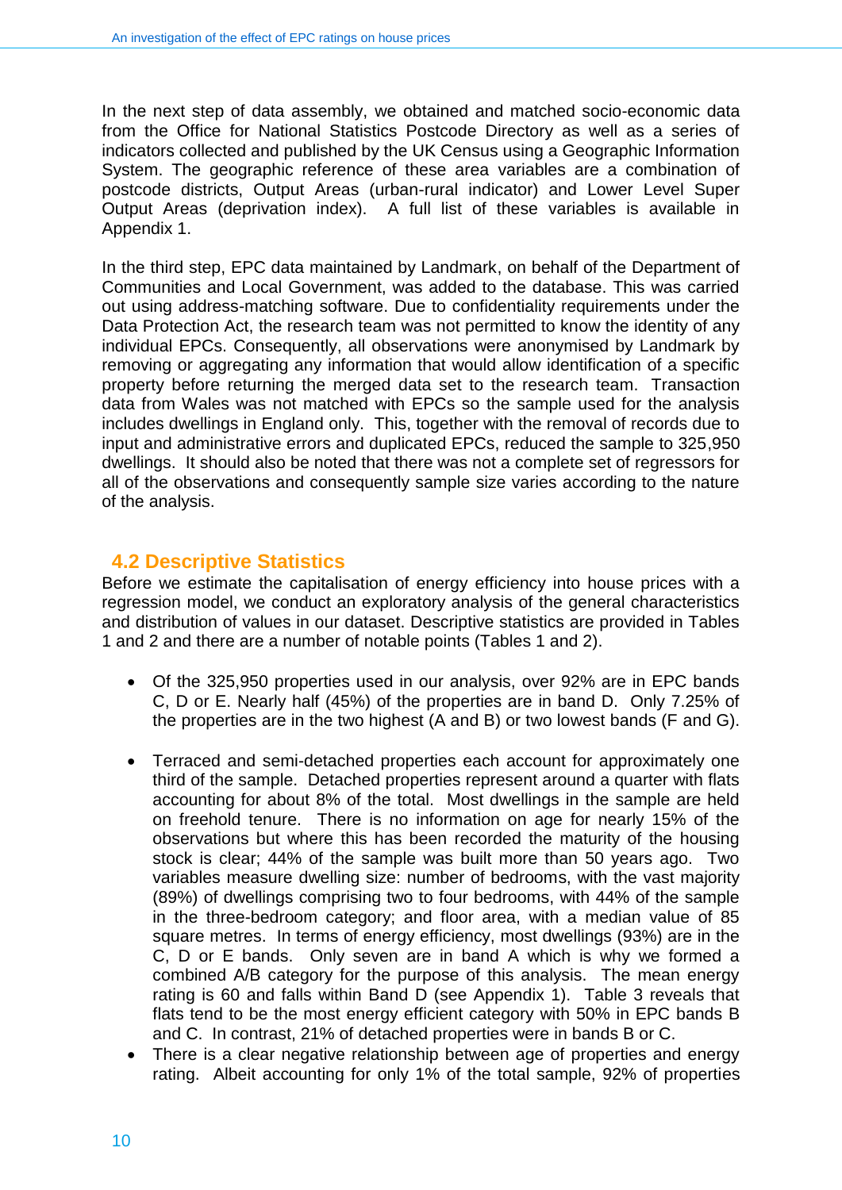In the next step of data assembly, we obtained and matched socio-economic data from the Office for National Statistics Postcode Directory as well as a series of indicators collected and published by the UK Census using a Geographic Information System. The geographic reference of these area variables are a combination of postcode districts, Output Areas (urban-rural indicator) and Lower Level Super Output Areas (deprivation index). A full list of these variables is available in Appendix 1.

In the third step, EPC data maintained by Landmark, on behalf of the Department of Communities and Local Government, was added to the database. This was carried out using address-matching software. Due to confidentiality requirements under the Data Protection Act, the research team was not permitted to know the identity of any individual EPCs. Consequently, all observations were anonymised by Landmark by removing or aggregating any information that would allow identification of a specific property before returning the merged data set to the research team. Transaction data from Wales was not matched with EPCs so the sample used for the analysis includes dwellings in England only. This, together with the removal of records due to input and administrative errors and duplicated EPCs, reduced the sample to 325,950 dwellings. It should also be noted that there was not a complete set of regressors for all of the observations and consequently sample size varies according to the nature of the analysis.

## 4.2 Descriptive Statistics

Before we estimate the capitalisation of energy efficiency into house prices with a regression model, we conduct an exploratory analysis of the general characteristics and distribution of values in our dataset. Descriptive statistics are provided in Tables 1 and 2 and there are a number of notable points (Tables 1 and 2).

- Of the 325,950 properties used in our analysis, over 92% are in EPC bands C, D or E. Nearly half (45%) of the properties are in band D. Only 7.25% of the properties are in the two highest (A and B) or two lowest bands (F and G).

- Terraced and semi-detached properties each account for approximately one third of the sample. Detached properties represent around a quarter with flats accounting for about 8% of the total. Most dwellings in the sample are held on freehold tenure. There is no information on age for nearly 15% of the observations but where this has been recorded the maturity of the housing stock is clear; 44% of the sample was built more than 50 years ago. Two variables measure dwelling size: number of bedrooms, with the vast majority (89%) of dwellings comprising two to four bedrooms, with 44% of the sample in the three-bedroom category; and floor area, with a median value of 85 square metres. In terms of energy efficiency, most dwellings (93%) are in the C, D or E bands. Only seven are in band A which is why we formed a combined A/B category for the purpose of this analysis. The mean energy rating is 60 and falls within Band D (see Appendix 1). Table 3 reveals that flats tend to be the most energy efficient category with 50% in EPC bands B and C. In contrast, 21% of detached properties were in bands B or C.
- There is a clear negative relationship between age of properties and energy rating. Albeit accounting for only 1% of the total sample, 92% of properties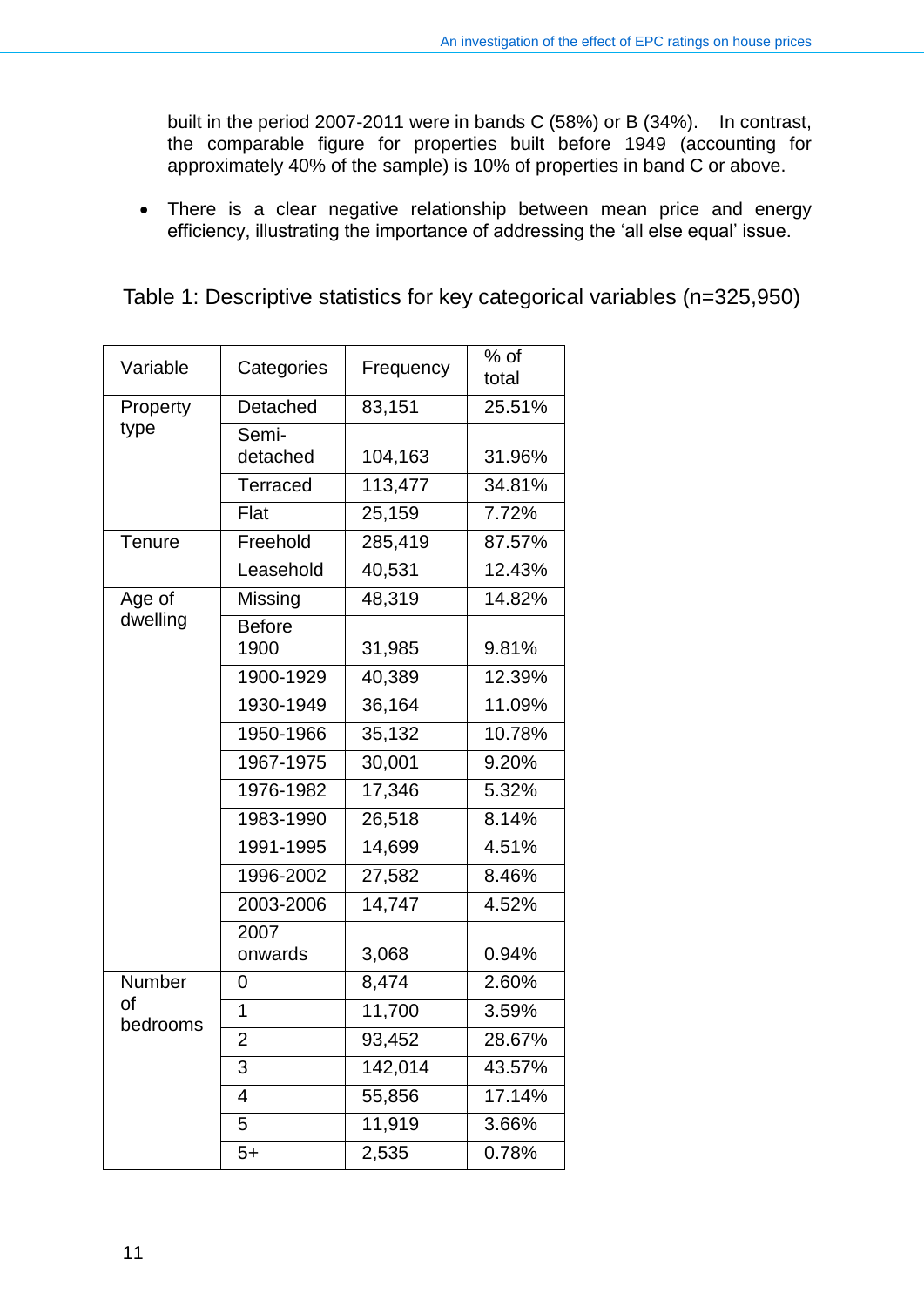built in the period 2007-2011 were in bands C (58%) or B (34%). In contrast, the comparable figure for properties built before 1949 (accounting for approximately 40% of the sample) is 10% of properties in band C or above.

- There is a clear negative relationship between mean price and energy efficiency, illustrating the importance of addressing the 'all else equal' issue.

Table 1: Descriptive statistics for key categorical variables (n=325,950)

| Variable | Categories | Frequency | % of total |
|---|---|---|---|
| Property type | Detached | 83,151 | 25.51% |
| | Semi-detached | 104,163 | 31.96% |
| | Terraced | 113,477 | 34.81% |
| | Flat | 25,159 | 7.72% |
| Tenure | Freehold | 285,419 | 87.57% |
| | Leasehold | 40,531 | 12.43% |
| Age of dwelling | Missing | 48,319 | 14.82% |
| | Before 1900 | 31,985 | 9.81% |
| | 1900-1929 | 40,389 | 12.39% |
| | 1930-1949 | 36,164 | 11.09% |
| | 1950-1966 | 35,132 | 10.78% |
| | 1967-1975 | 30,001 | 9.20% |
| | 1976-1982 | 17,346 | 5.32% |
| | 1983-1990 | 26,518 | 8.14% |
| | 1991-1995 | 14,699 | 4.51% |
| | 1996-2002 | 27,582 | 8.46% |
| | 2003-2006 | 14,747 | 4.52% |
| | 2007 onwards | 3,068 | 0.94% |
| Number of bedrooms | 0 | 8,474 | 2.60% |
| | 1 | 11,700 | 3.59% |
| | 2 | 93,452 | 28.67% |
| | 3 | 142,014 | 43.57% |
| | 4 | 55,856 | 17.14% |
| | 5 | 11,919 | 3.66% |
| | 5+ | 2,535 | 0.78% |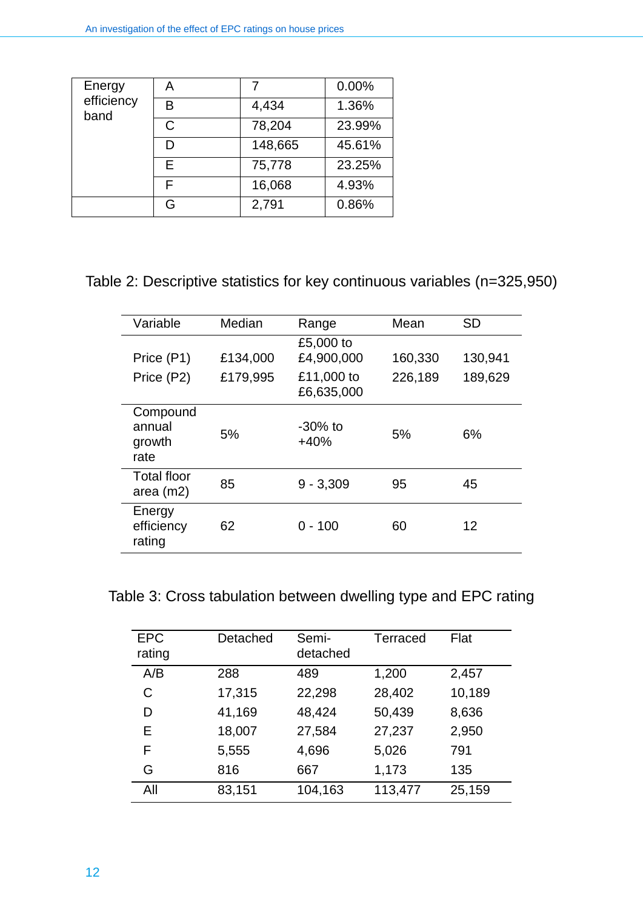| Energy efficiency band | A | 7 | 0.00% |
|---|---|---|---|
| | B | 4,434 | 1.36% |
| | C | 78,204 | 23.99% |
| | D | 148,665 | 45.61% |
| | E | 75,778 | 23.25% |
| | F | 16,068 | 4.93% |
| | G | 2,791 | 0.86% |

Table 2: Descriptive statistics for key continuous variables (n=325,950)

| Variable | Median | Range | Mean | SD |
|---|---|---|---|---|
| Price (P1) | £134,000 | £5,000 to £4,900,000 | 160,330 | 130,941 |
| Price (P2) | £179,995 | £11,000 to £6,635,000 | 226,189 | 189,629 |
| Compound annual growth rate | 5% | -30% to +40% | 5% | 6% |
| Total floor area (m2) | 85 | 9 - 3,309 | 95 | 45 |
| Energy efficiency rating | 62 | 0 - 100 | 60 | 12 |

Table 3: Cross tabulation between dwelling type and EPC rating

| EPC rating | Detached | Semi-detached | Terraced | Flat |
|---|---|---|---|---|
| A/B | 288 | 489 | 1,200 | 2,457 |
| C | 17,315 | 22,298 | 28,402 | 10,189 |
| D | 41,169 | 48,424 | 50,439 | 8,636 |
| E | 18,007 | 27,584 | 27,237 | 2,950 |
| F | 5,555 | 4,696 | 5,026 | 791 |
| G | 816 | 667 | 1,173 | 135 |
| All | 83,151 | 104,163 | 113,477 | 25,159 |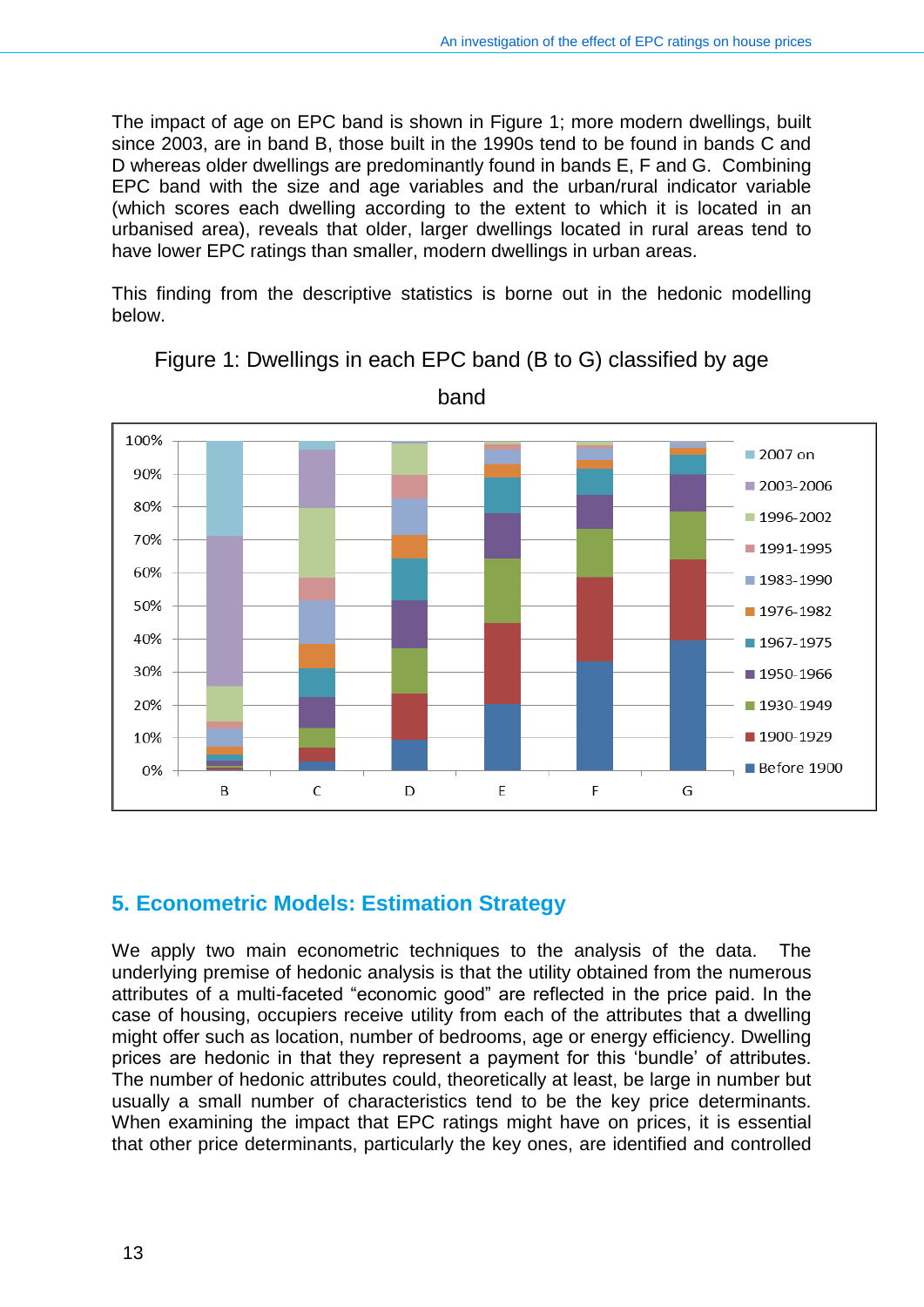The impact of age on EPC band is shown in Figure 1; more modern dwellings, built since 2003, are in band B, those built in the 1990s tend to be found in bands C and D whereas older dwellings are predominantly found in bands E, F and G. Combining EPC band with the size and age variables and the urban/rural indicator variable (which scores each dwelling according to the extent to which it is located in an urbanised area), reveals that older, larger dwellings located in rural areas tend to have lower EPC ratings than smaller, modern dwellings in urban areas.

This finding from the descriptive statistics is borne out in the hedonic modelling below.

Figure 1: Dwellings in each EPC band (B to G) classified by age band

## 5. Econometric Models: Estimation Strategy

We apply two main econometric techniques to the analysis of the data. The underlying premise of hedonic analysis is that the utility obtained from the numerous attributes of a multi-faceted "economic good" are reflected in the price paid. In the case of housing, occupiers receive utility from each of the attributes that a dwelling might offer such as location, number of bedrooms, age or energy efficiency. Dwelling prices are hedonic in that they represent a payment for this 'bundle' of attributes. The number of hedonic attributes could, theoretically at least, be large in number but usually a small number of characteristics tend to be the key price determinants. When examining the impact that EPC ratings might have on prices, it is essential that other price determinants, particularly the key ones, are identified and controlled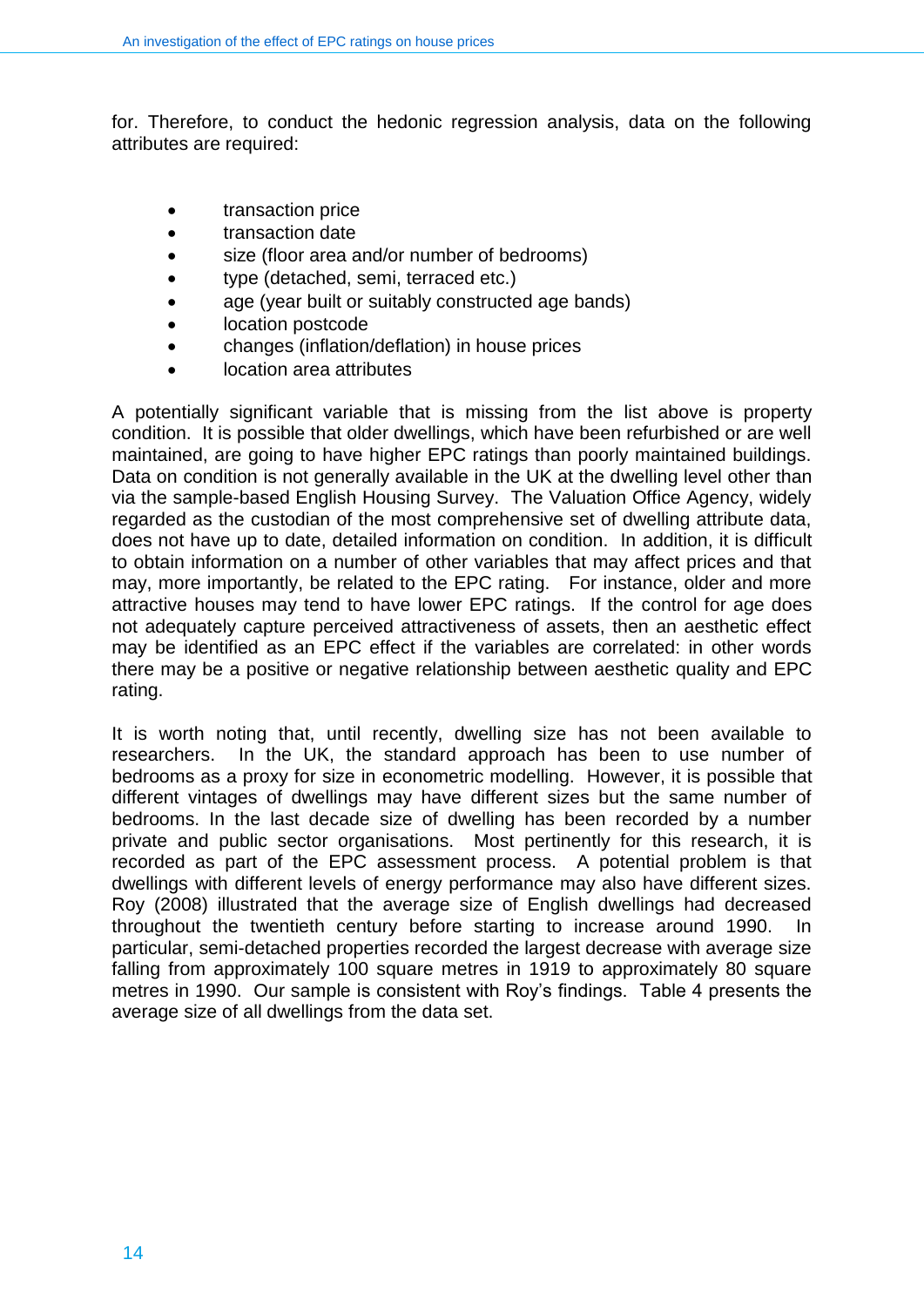for. Therefore, to conduct the hedonic regression analysis, data on the following attributes are required:

- transaction price
- transaction date
- size (floor area and/or number of bedrooms)
- type (detached, semi, terraced etc.)
- age (year built or suitably constructed age bands)
- location postcode
- changes (inflation/deflation) in house prices
- location area attributes

A potentially significant variable that is missing from the list above is property condition. It is possible that older dwellings, which have been refurbished or are well maintained, are going to have higher EPC ratings than poorly maintained buildings. Data on condition is not generally available in the UK at the dwelling level other than via the sample-based English Housing Survey. The Valuation Office Agency, widely regarded as the custodian of the most comprehensive set of dwelling attribute data, does not have up to date, detailed information on condition. In addition, it is difficult to obtain information on a number of other variables that may affect prices and that may, more importantly, be related to the EPC rating. For instance, older and more attractive houses may tend to have lower EPC ratings. If the control for age does not adequately capture perceived attractiveness of assets, then an aesthetic effect may be identified as an EPC effect if the variables are correlated: in other words there may be a positive or negative relationship between aesthetic quality and EPC rating.

It is worth noting that, until recently, dwelling size has not been available to researchers. In the UK, the standard approach has been to use number of bedrooms as a proxy for size in econometric modelling. However, it is possible that different vintages of dwellings may have different sizes but the same number of bedrooms. In the last decade size of dwelling has been recorded by a number private and public sector organisations. Most pertinently for this research, it is recorded as part of the EPC assessment process. A potential problem is that dwellings with different levels of energy performance may also have different sizes. Roy (2008) illustrated that the average size of English dwellings had decreased throughout the twentieth century before starting to increase around 1990. In particular, semi-detached properties recorded the largest decrease with average size falling from approximately 100 square metres in 1919 to approximately 80 square metres in 1990. Our sample is consistent with Roy's findings. Table 4 presents the average size of all dwellings from the data set.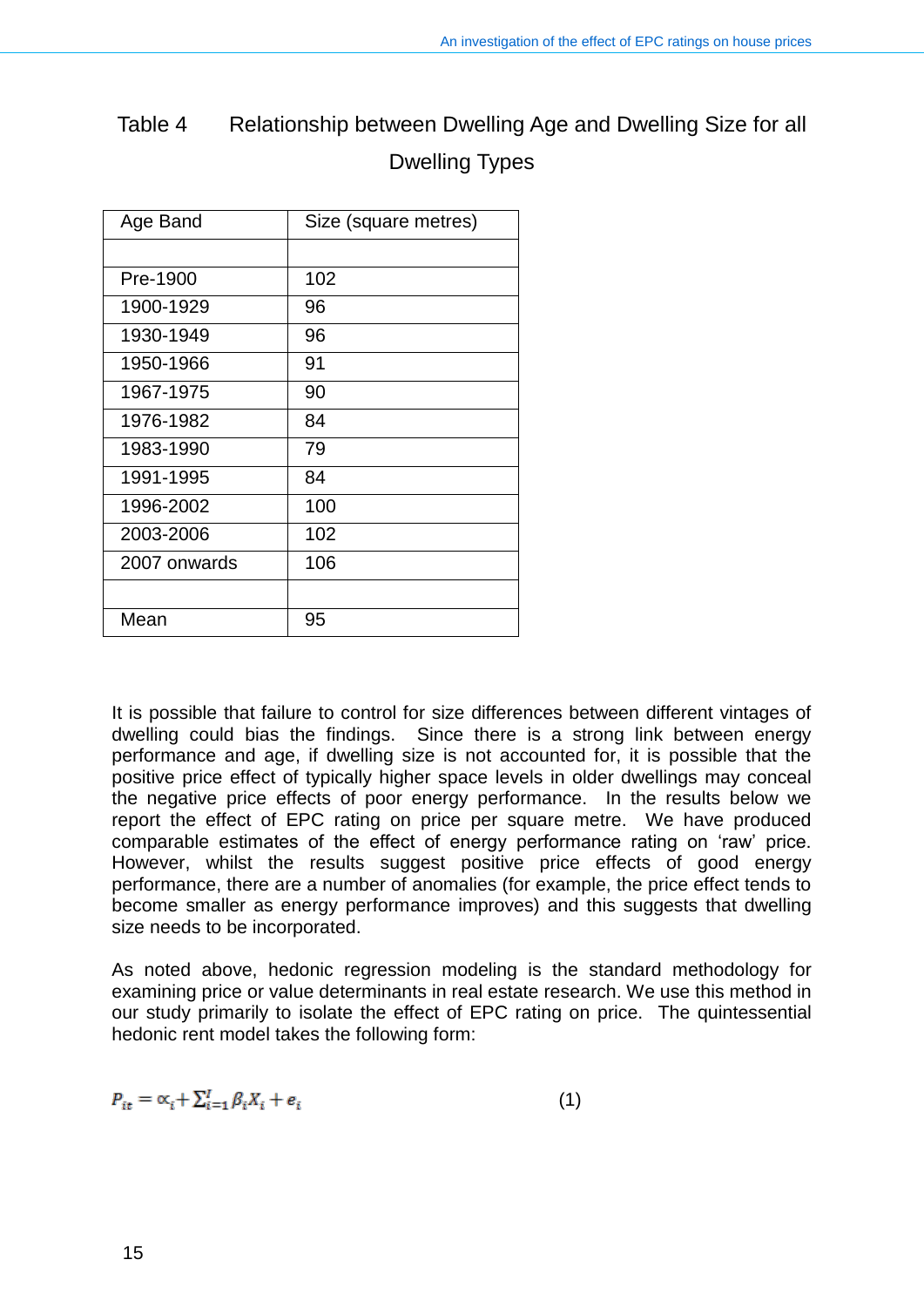Table 4 Relationship between Dwelling Age and Dwelling Size for all Dwelling Types

| Age Band | Size (square metres) |
|---|---|
| | |
| Pre-1900 | 102 |
| 1900-1929 | 96 |
| 1930-1949 | 96 |
| 1950-1966 | 91 |
| 1967-1975 | 90 |
| 1976-1982 | 84 |
| 1983-1990 | 79 |
| 1991-1995 | 84 |
| 1996-2002 | 100 |
| 2003-2006 | 102 |
| 2007 onwards | 106 |
| | |
| Mean | 95 |

It is possible that failure to control for size differences between different vintages of dwelling could bias the findings. Since there is a strong link between energy performance and age, if dwelling size is not accounted for, it is possible that the positive price effect of typically higher space levels in older dwellings may conceal the negative price effects of poor energy performance. In the results below we report the effect of EPC rating on price per square metre. We have produced comparable estimates of the effect of energy performance rating on 'raw' price. However, whilst the results suggest positive price effects of good energy performance, there are a number of anomalies (for example, the price effect tends to become smaller as energy performance improves) and this suggests that dwelling size needs to be incorporated.

As noted above, hedonic regression modeling is the standard methodology for examining price or value determinants in real estate research. We use this method in our study primarily to isolate the effect of EPC rating on price. The quintessential hedonic rent model takes the following form:

$$P_{it} = \propto_i + \sum_{i=1}^{I} \beta_i X_i + e_i \qquad (1)$$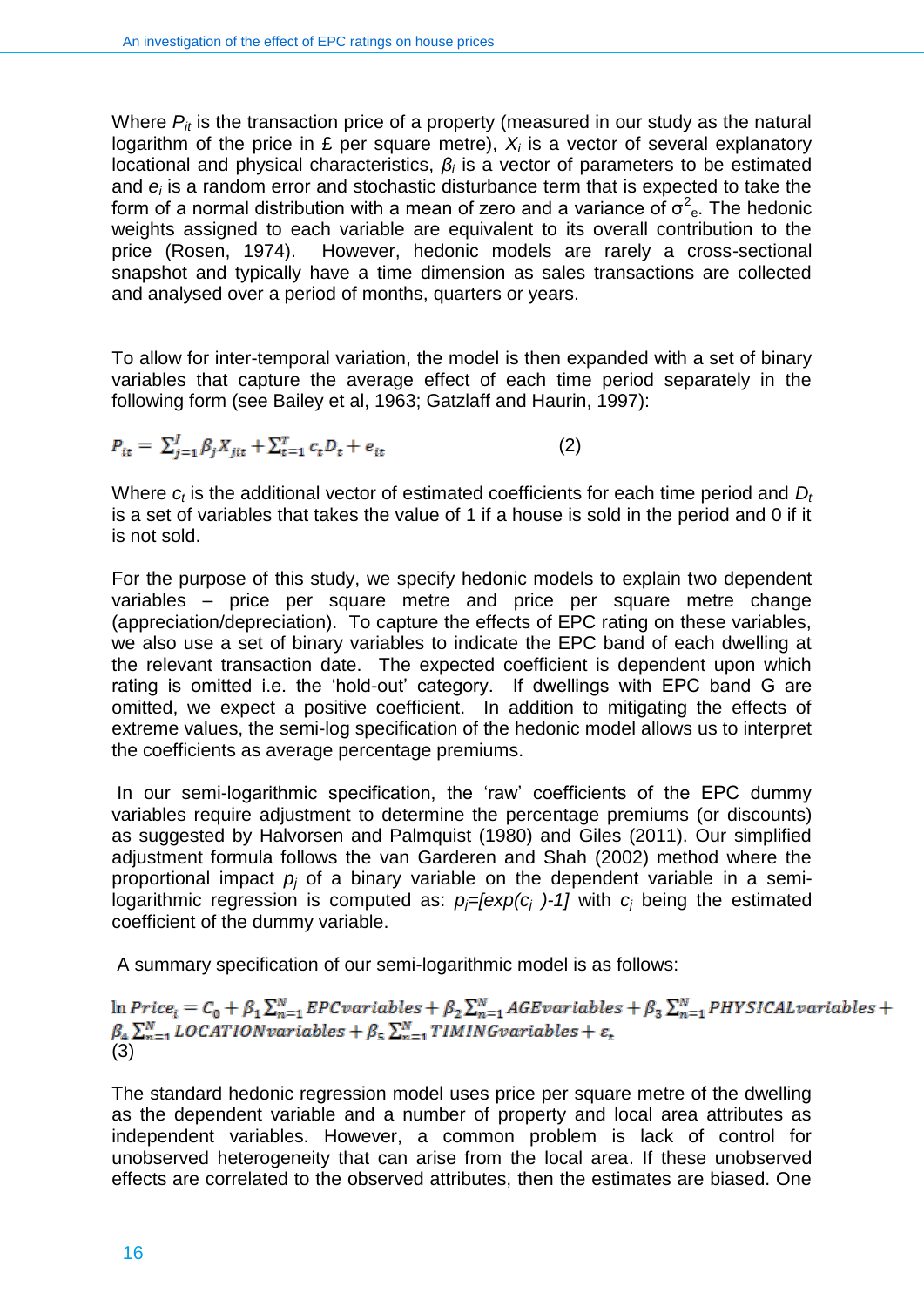Where $P_{it}$ is the transaction price of a property (measured in our study as the natural logarithm of the price in £ per square metre), $X_i$ is a vector of several explanatory locational and physical characteristics, $\beta_i$ is a vector of parameters to be estimated and $e_i$ is a random error and stochastic disturbance term that is expected to take the form of a normal distribution with a mean of zero and a variance of $\sigma^2_e$. The hedonic weights assigned to each variable are equivalent to its overall contribution to the price (Rosen, 1974). However, hedonic models are rarely a cross-sectional snapshot and typically have a time dimension as sales transactions are collected and analysed over a period of months, quarters or years.

To allow for inter-temporal variation, the model is then expanded with a set of binary variables that capture the average effect of each time period separately in the following form (see Bailey et al, 1963; Gatzlaff and Haurin, 1997):

$$P_{it} = \sum_{j=1}^{J} \beta_j X_{jit} + \sum_{t=1}^{T} c_t D_t + e_{it} \qquad (2)$$

Where $c_t$ is the additional vector of estimated coefficients for each time period and $D_t$ is a set of variables that takes the value of 1 if a house is sold in the period and 0 if it is not sold.

For the purpose of this study, we specify hedonic models to explain two dependent variables – price per square metre and price per square metre change (appreciation/depreciation). To capture the effects of EPC rating on these variables, we also use a set of binary variables to indicate the EPC band of each dwelling at the relevant transaction date. The expected coefficient is dependent upon which rating is omitted i.e. the 'hold-out' category. If dwellings with EPC band G are omitted, we expect a positive coefficient. In addition to mitigating the effects of extreme values, the semi-log specification of the hedonic model allows us to interpret the coefficients as average percentage premiums.

In our semi-logarithmic specification, the 'raw' coefficients of the EPC dummy variables require adjustment to determine the percentage premiums (or discounts) as suggested by Halvorsen and Palmquist (1980) and Giles (2011). Our simplified adjustment formula follows the van Garderen and Shah (2002) method where the proportional impact $p_j$ of a binary variable on the dependent variable in a semi-logarithmic regression is computed as: $p_j=[exp(c_j)-1]$ with $c_j$ being the estimated coefficient of the dummy variable.

A summary specification of our semi-logarithmic model is as follows:

$$\ln Price_i = C_0 + \beta_1 \sum_{n=1}^{N} EPCvariables + \beta_2 \sum_{n=1}^{N} AGEvariables + \beta_3 \sum_{n=1}^{N} PHYSICALvariables + \beta_4 \sum_{n=1}^{N} LOCATIONvariables + \beta_5 \sum_{n=1}^{N} TIMINGvariables + \varepsilon_t \qquad (3)$$

The standard hedonic regression model uses price per square metre of the dwelling as the dependent variable and a number of property and local area attributes as independent variables. However, a common problem is lack of control for unobserved heterogeneity that can arise from the local area. If these unobserved effects are correlated to the observed attributes, then the estimates are biased. One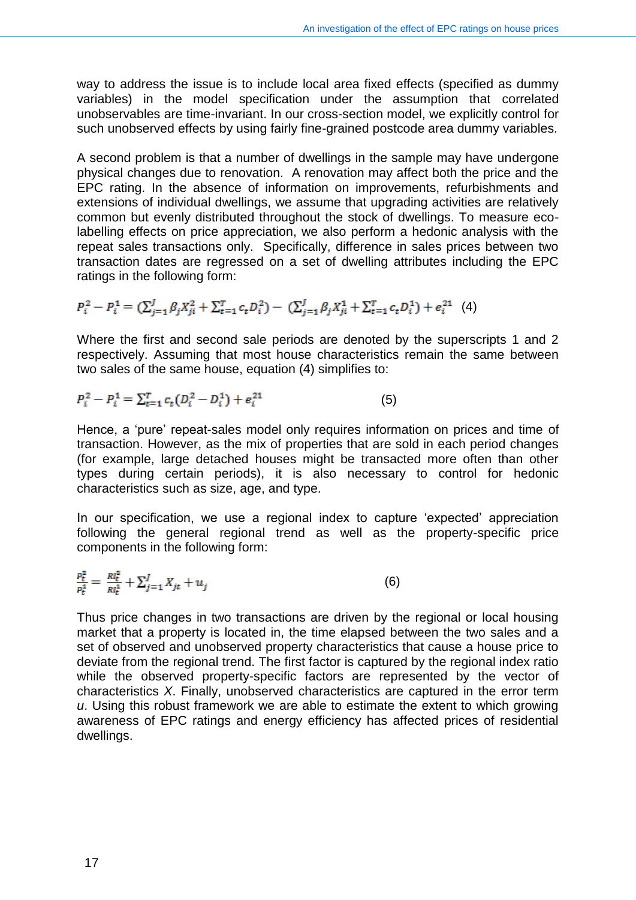way to address the issue is to include local area fixed effects (specified as dummy variables) in the model specification under the assumption that correlated unobservables are time-invariant. In our cross-section model, we explicitly control for such unobserved effects by using fairly fine-grained postcode area dummy variables.

A second problem is that a number of dwellings in the sample may have undergone physical changes due to renovation. A renovation may affect both the price and the EPC rating. In the absence of information on improvements, refurbishments and extensions of individual dwellings, we assume that upgrading activities are relatively common but evenly distributed throughout the stock of dwellings. To measure eco-labelling effects on price appreciation, we also perform a hedonic analysis with the repeat sales transactions only. Specifically, difference in sales prices between two transaction dates are regressed on a set of dwelling attributes including the EPC ratings in the following form:

$$P_i^2 - P_i^1 = \left(\sum_{j=1}^{J} \beta_j X_{ji}^2 + \sum_{t=1}^{T} c_t D_i^2\right) - \left(\sum_{j=1}^{J} \beta_j X_{ji}^1 + \sum_{t=1}^{T} c_t D_i^1\right) + e_i^{21} \quad (4)$$

Where the first and second sale periods are denoted by the superscripts 1 and 2 respectively. Assuming that most house characteristics remain the same between two sales of the same house, equation (4) simplifies to:

$$P_i^2 - P_i^1 = \sum_{t=1}^{T} c_t \left(D_i^2 - D_i^1\right) + e_i^{21} \quad (5)$$

Hence, a 'pure' repeat-sales model only requires information on prices and time of transaction. However, as the mix of properties that are sold in each period changes (for example, large detached houses might be transacted more often than other types during certain periods), it is also necessary to control for hedonic characteristics such as size, age, and type.

In our specification, we use a regional index to capture 'expected' appreciation following the general regional trend as well as the property-specific price components in the following form:

$$\frac{P_t^2}{P_t^1} = \frac{RI_t^2}{RI_t^1} + \sum_{j=1}^{J} X_{jt} + u_j \quad (6)$$

Thus price changes in two transactions are driven by the regional or local housing market that a property is located in, the time elapsed between the two sales and a set of observed and unobserved property characteristics that cause a house price to deviate from the regional trend. The first factor is captured by the regional index ratio while the observed property-specific factors are represented by the vector of characteristics $X$. Finally, unobserved characteristics are captured in the error term $u$. Using this robust framework we are able to estimate the extent to which growing awareness of EPC ratings and energy efficiency has affected prices of residential dwellings.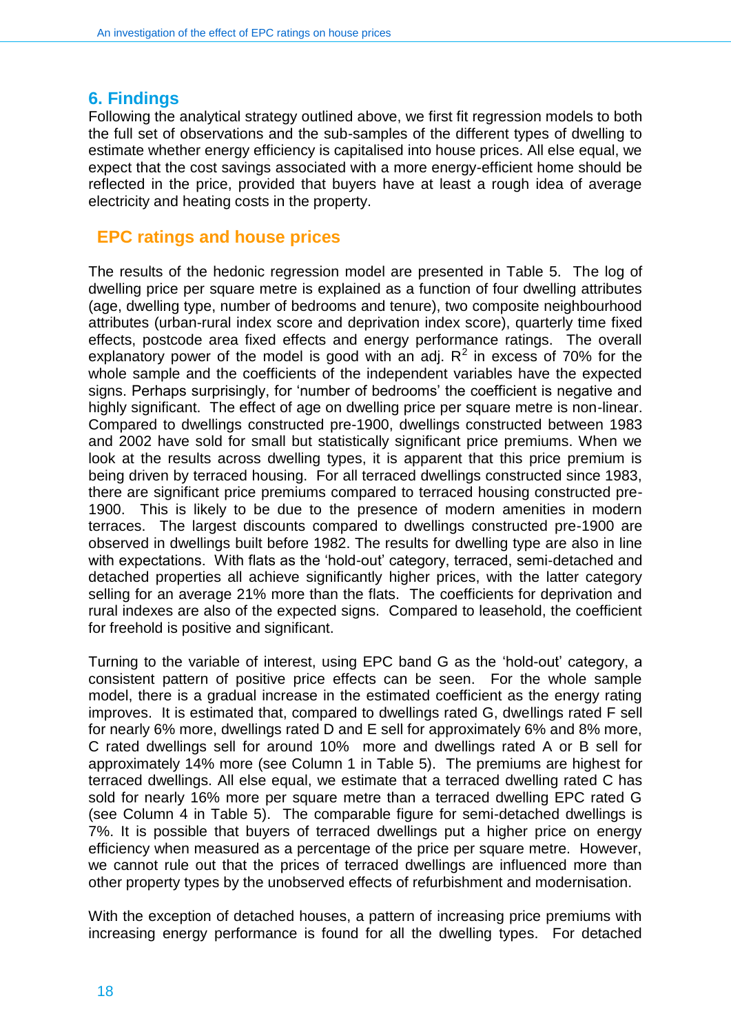## 6. Findings

Following the analytical strategy outlined above, we first fit regression models to both the full set of observations and the sub-samples of the different types of dwelling to estimate whether energy efficiency is capitalised into house prices. All else equal, we expect that the cost savings associated with a more energy-efficient home should be reflected in the price, provided that buyers have at least a rough idea of average electricity and heating costs in the property.

### EPC ratings and house prices

The results of the hedonic regression model are presented in Table 5. The log of dwelling price per square metre is explained as a function of four dwelling attributes (age, dwelling type, number of bedrooms and tenure), two composite neighbourhood attributes (urban-rural index score and deprivation index score), quarterly time fixed effects, postcode area fixed effects and energy performance ratings. The overall explanatory power of the model is good with an adj. $R^2$ in excess of 70% for the whole sample and the coefficients of the independent variables have the expected signs. Perhaps surprisingly, for 'number of bedrooms' the coefficient is negative and highly significant. The effect of age on dwelling price per square metre is non-linear. Compared to dwellings constructed pre-1900, dwellings constructed between 1983 and 2002 have sold for small but statistically significant price premiums. When we look at the results across dwelling types, it is apparent that this price premium is being driven by terraced housing. For all terraced dwellings constructed since 1983, there are significant price premiums compared to terraced housing constructed pre-1900. This is likely to be due to the presence of modern amenities in modern terraces. The largest discounts compared to dwellings constructed pre-1900 are observed in dwellings built before 1982. The results for dwelling type are also in line with expectations. With flats as the 'hold-out' category, terraced, semi-detached and detached properties all achieve significantly higher prices, with the latter category selling for an average 21% more than the flats. The coefficients for deprivation and rural indexes are also of the expected signs. Compared to leasehold, the coefficient for freehold is positive and significant.

Turning to the variable of interest, using EPC band G as the 'hold-out' category, a consistent pattern of positive price effects can be seen. For the whole sample model, there is a gradual increase in the estimated coefficient as the energy rating improves. It is estimated that, compared to dwellings rated G, dwellings rated F sell for nearly 6% more, dwellings rated D and E sell for approximately 6% and 8% more, C rated dwellings sell for around 10% more and dwellings rated A or B sell for approximately 14% more (see Column 1 in Table 5). The premiums are highest for terraced dwellings. All else equal, we estimate that a terraced dwelling rated C has sold for nearly 16% more per square metre than a terraced dwelling EPC rated G (see Column 4 in Table 5). The comparable figure for semi-detached dwellings is 7%. It is possible that buyers of terraced dwellings put a higher price on energy efficiency when measured as a percentage of the price per square metre. However, we cannot rule out that the prices of terraced dwellings are influenced more than other property types by the unobserved effects of refurbishment and modernisation.

With the exception of detached houses, a pattern of increasing price premiums with increasing energy performance is found for all the dwelling types. For detached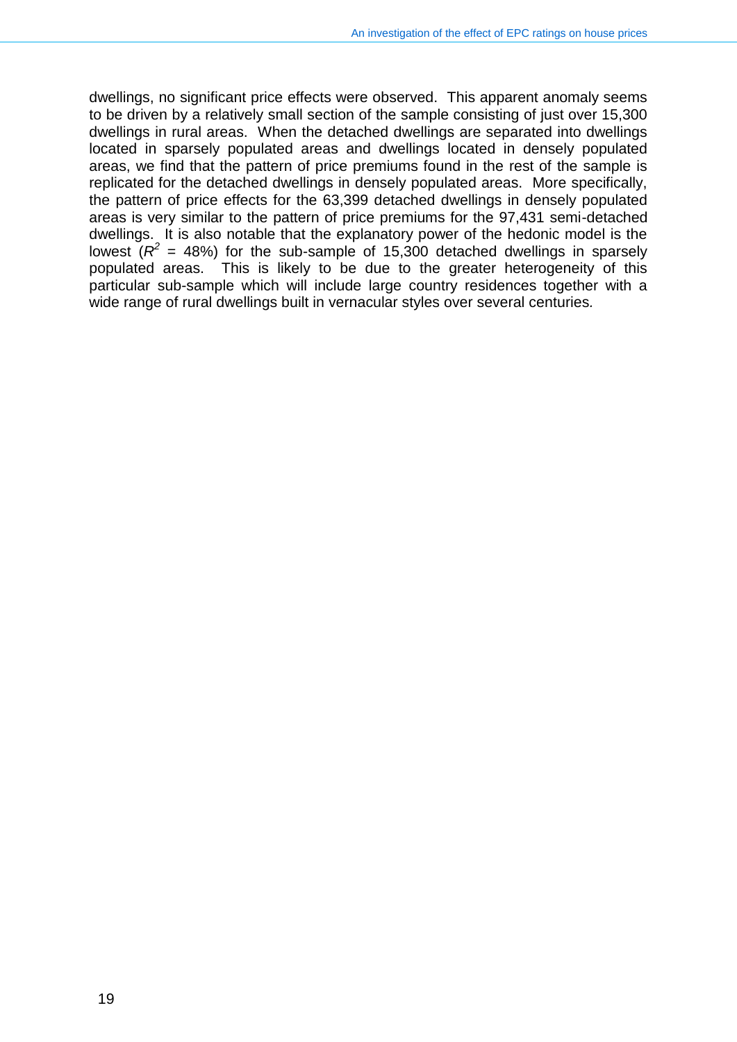dwellings, no significant price effects were observed. This apparent anomaly seems to be driven by a relatively small section of the sample consisting of just over 15,300 dwellings in rural areas. When the detached dwellings are separated into dwellings located in sparsely populated areas and dwellings located in densely populated areas, we find that the pattern of price premiums found in the rest of the sample is replicated for the detached dwellings in densely populated areas. More specifically, the pattern of price effects for the 63,399 detached dwellings in densely populated areas is very similar to the pattern of price premiums for the 97,431 semi-detached dwellings. It is also notable that the explanatory power of the hedonic model is the lowest ($R^2$ = 48%) for the sub-sample of 15,300 detached dwellings in sparsely populated areas. This is likely to be due to the greater heterogeneity of this particular sub-sample which will include large country residences together with a wide range of rural dwellings built in vernacular styles over several centuries.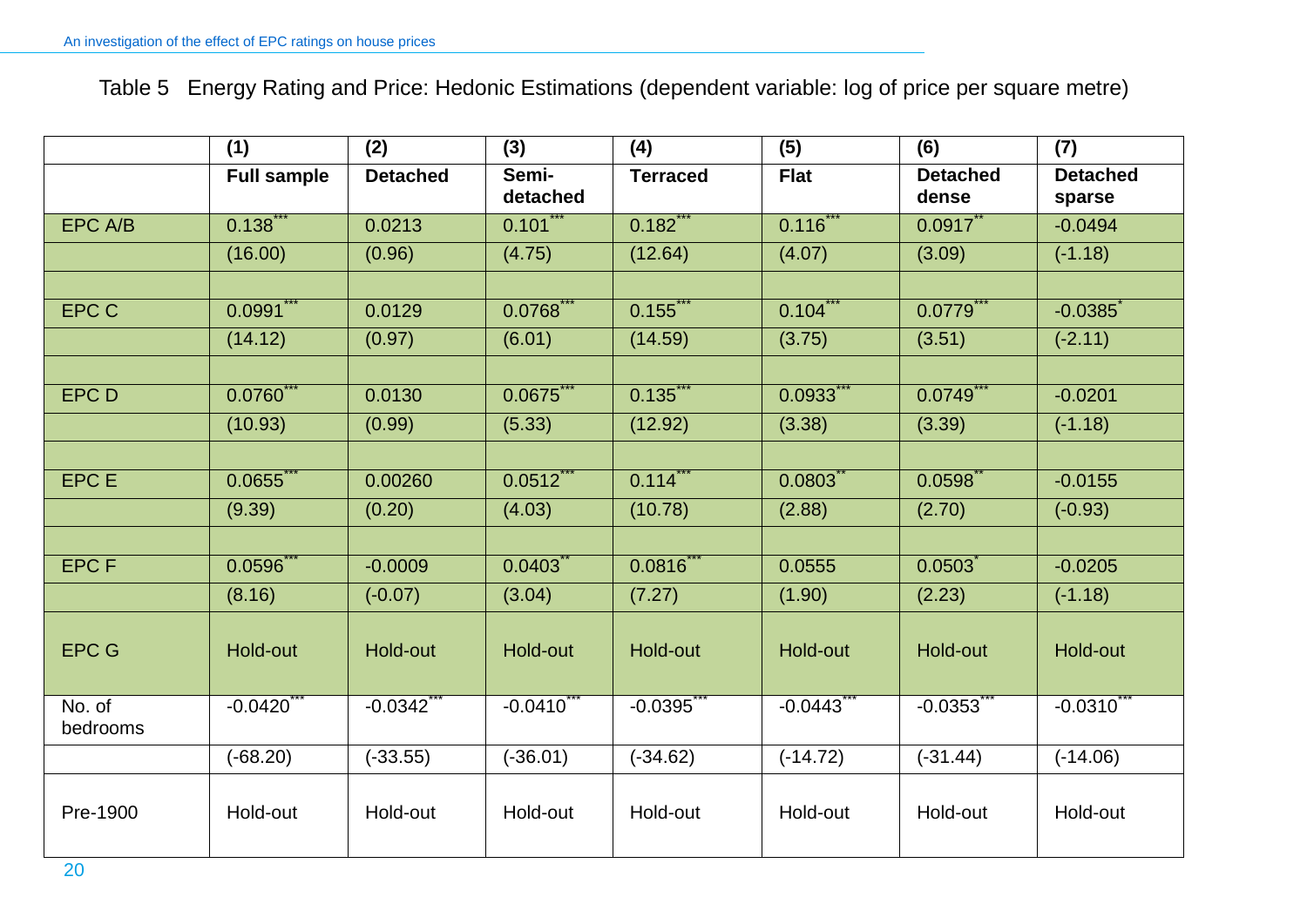Table 5 Energy Rating and Price: Hedonic Estimations (dependent variable: log of price per square metre)

| | (1) | (2) | (3) | (4) | (5) | (6) | (7) |
|---|---|---|---|---|---|---|---|
| | **Full sample** | **Detached** | **Semi-detached** | **Terraced** | **Flat** | **Detached dense** | **Detached sparse** |
| EPC A/B | 0.138*** | 0.0213 | 0.101*** | 0.182*** | 0.116*** | 0.0917** | -0.0494 |
| | (16.00) | (0.96) | (4.75) | (12.64) | (4.07) | (3.09) | (-1.18) |
| | | | | | | | |
| EPC C | 0.0991*** | 0.0129 | 0.0768*** | 0.155*** | 0.104*** | 0.0779*** | -0.0385* |
| | (14.12) | (0.97) | (6.01) | (14.59) | (3.75) | (3.51) | (-2.11) |
| | | | | | | | |
| EPC D | 0.0760*** | 0.0130 | 0.0675*** | 0.135*** | 0.0933*** | 0.0749*** | -0.0201 |
| | (10.93) | (0.99) | (5.33) | (12.92) | (3.38) | (3.39) | (-1.18) |
| | | | | | | | |
| EPC E | 0.0655*** | 0.00260 | 0.0512*** | 0.114*** | 0.0803** | 0.0598** | -0.0155 |
| | (9.39) | (0.20) | (4.03) | (10.78) | (2.88) | (2.70) | (-0.93) |
| | | | | | | | |
| EPC F | 0.0596*** | -0.0009 | 0.0403** | 0.0816*** | 0.0555 | 0.0503* | -0.0205 |
| | (8.16) | (-0.07) | (3.04) | (7.27) | (1.90) | (2.23) | (-1.18) |
| EPC G | Hold-out | Hold-out | Hold-out | Hold-out | Hold-out | Hold-out | Hold-out |
| No. of bedrooms | -0.0420*** | -0.0342*** | -0.0410*** | -0.0395*** | -0.0443*** | -0.0353*** | -0.0310*** |
| | (-68.20) | (-33.55) | (-36.01) | (-34.62) | (-14.72) | (-31.44) | (-14.06) |
| Pre-1900 | Hold-out | Hold-out | Hold-out | Hold-out | Hold-out | Hold-out | Hold-out |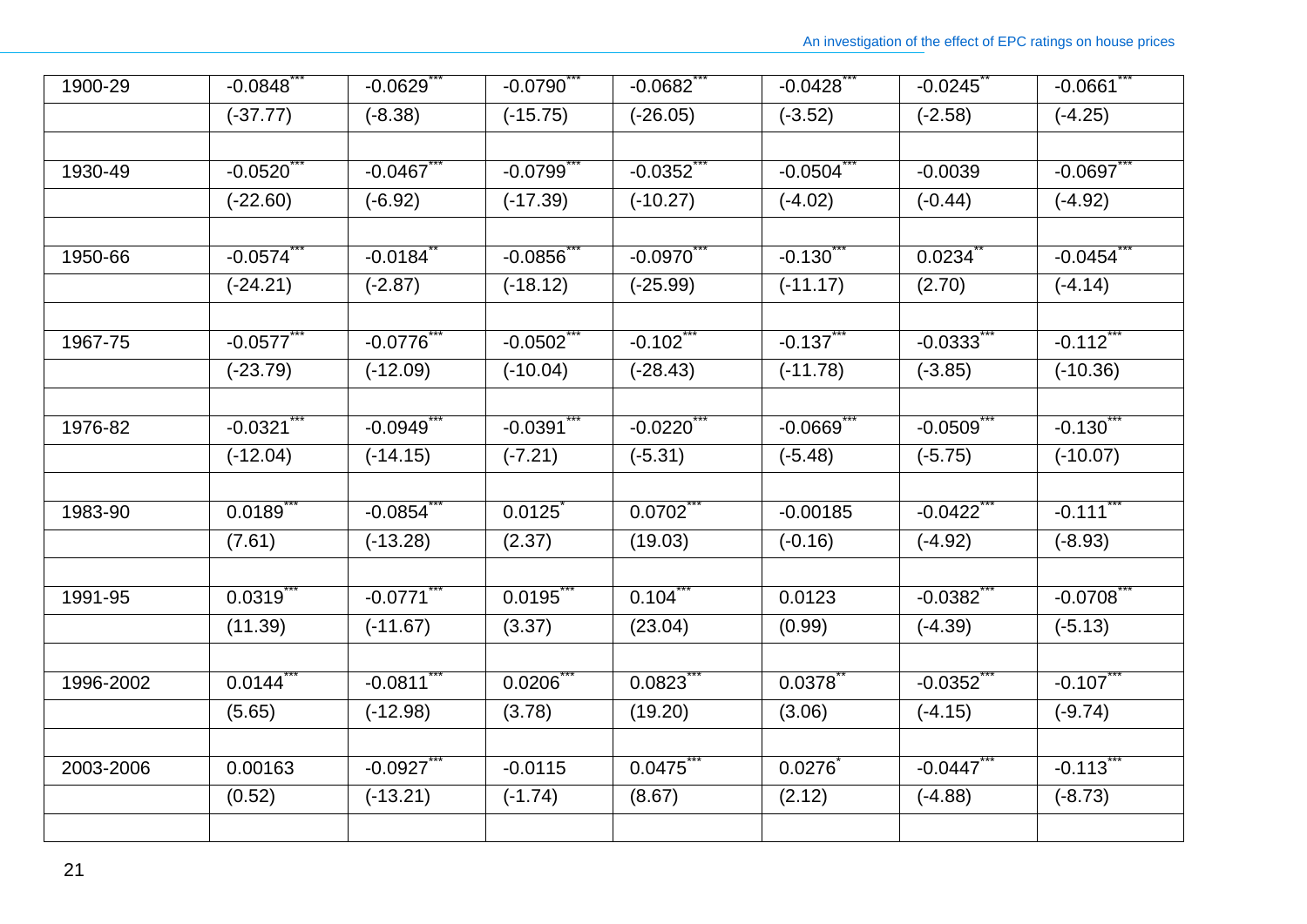| | | | | | | | |
|---|---|---|---|---|---|---|---|
| 1900-29 | -0.0848*** | -0.0629*** | -0.0790*** | -0.0682*** | -0.0428*** | -0.0245** | -0.0661*** |
| | (-37.77) | (-8.38) | (-15.75) | (-26.05) | (-3.52) | (-2.58) | (-4.25) |
| | | | | | | | |
| 1930-49 | -0.0520*** | -0.0467*** | -0.0799*** | -0.0352*** | -0.0504*** | -0.0039 | -0.0697*** |
| | (-22.60) | (-6.92) | (-17.39) | (-10.27) | (-4.02) | (-0.44) | (-4.92) |
| | | | | | | | |
| 1950-66 | -0.0574*** | -0.0184** | -0.0856*** | -0.0970*** | -0.130*** | 0.0234** | -0.0454*** |
| | (-24.21) | (-2.87) | (-18.12) | (-25.99) | (-11.17) | (2.70) | (-4.14) |
| | | | | | | | |
| 1967-75 | -0.0577*** | -0.0776*** | -0.0502*** | -0.102*** | -0.137*** | -0.0333*** | -0.112*** |
| | (-23.79) | (-12.09) | (-10.04) | (-28.43) | (-11.78) | (-3.85) | (-10.36) |
| | | | | | | | |
| 1976-82 | -0.0321*** | -0.0949*** | -0.0391*** | -0.0220*** | -0.0669*** | -0.0509*** | -0.130*** |
| | (-12.04) | (-14.15) | (-7.21) | (-5.31) | (-5.48) | (-5.75) | (-10.07) |
| | | | | | | | |
| 1983-90 | 0.0189*** | -0.0854*** | 0.0125* | 0.0702*** | -0.00185 | -0.0422*** | -0.111*** |
| | (7.61) | (-13.28) | (2.37) | (19.03) | (-0.16) | (-4.92) | (-8.93) |
| | | | | | | | |
| 1991-95 | 0.0319*** | -0.0771*** | 0.0195*** | 0.104*** | 0.0123 | -0.0382*** | -0.0708*** |
| | (11.39) | (-11.67) | (3.37) | (23.04) | (0.99) | (-4.39) | (-5.13) |
| | | | | | | | |
| 1996-2002 | 0.0144*** | -0.0811*** | 0.0206*** | 0.0823*** | 0.0378** | -0.0352*** | -0.107*** |
| | (5.65) | (-12.98) | (3.78) | (19.20) | (3.06) | (-4.15) | (-9.74) |
| | | | | | | | |
| 2003-2006 | 0.00163 | -0.0927*** | -0.0115 | 0.0475*** | 0.0276* | -0.0447*** | -0.113*** |
| | (0.52) | (-13.21) | (-1.74) | (8.67) | (2.12) | (-4.88) | (-8.73) |
| | | | | | | | |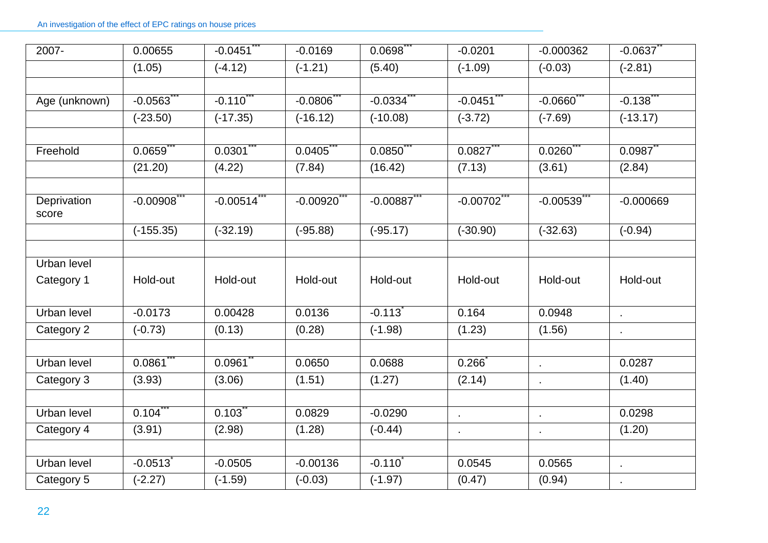| | | | | | | | |
|---|---|---|---|---|---|---|---|
| 2007- | 0.00655 | -0.0451*** | -0.0169 | 0.0698*** | -0.0201 | -0.000362 | -0.0637** |
| | (1.05) | (-4.12) | (-1.21) | (5.40) | (-1.09) | (-0.03) | (-2.81) |
| | | | | | | | |
| Age (unknown) | -0.0563*** | -0.110*** | -0.0806*** | -0.0334*** | -0.0451*** | -0.0660*** | -0.138*** |
| | (-23.50) | (-17.35) | (-16.12) | (-10.08) | (-3.72) | (-7.69) | (-13.17) |
| | | | | | | | |
| Freehold | 0.0659*** | 0.0301*** | 0.0405*** | 0.0850*** | 0.0827*** | 0.0260*** | 0.0987** |
| | (21.20) | (4.22) | (7.84) | (16.42) | (7.13) | (3.61) | (2.84) |
| | | | | | | | |
| Deprivation score | -0.00908*** | -0.00514*** | -0.00920*** | -0.00887*** | -0.00702*** | -0.00539*** | -0.000669 |
| | (-155.35) | (-32.19) | (-95.88) | (-95.17) | (-30.90) | (-32.63) | (-0.94) |
| | | | | | | | |
| Urban level Category 1 | Hold-out | Hold-out | Hold-out | Hold-out | Hold-out | Hold-out | Hold-out |
| Urban level | -0.0173 | 0.00428 | 0.0136 | -0.113* | 0.164 | 0.0948 | . |
| Category 2 | (-0.73) | (0.13) | (0.28) | (-1.98) | (1.23) | (1.56) | . |
| | | | | | | | |
| Urban level | 0.0861*** | 0.0961** | 0.0650 | 0.0688 | 0.266* | . | 0.0287 |
| Category 3 | (3.93) | (3.06) | (1.51) | (1.27) | (2.14) | . | (1.40) |
| | | | | | | | |
| Urban level | 0.104*** | 0.103** | 0.0829 | -0.0290 | . | . | 0.0298 |
| Category 4 | (3.91) | (2.98) | (1.28) | (-0.44) | . | . | (1.20) |
| | | | | | | | |
| Urban level | -0.0513* | -0.0505 | -0.00136 | -0.110* | 0.0545 | 0.0565 | . |
| Category 5 | (-2.27) | (-1.59) | (-0.03) | (-1.97) | (0.47) | (0.94) | . |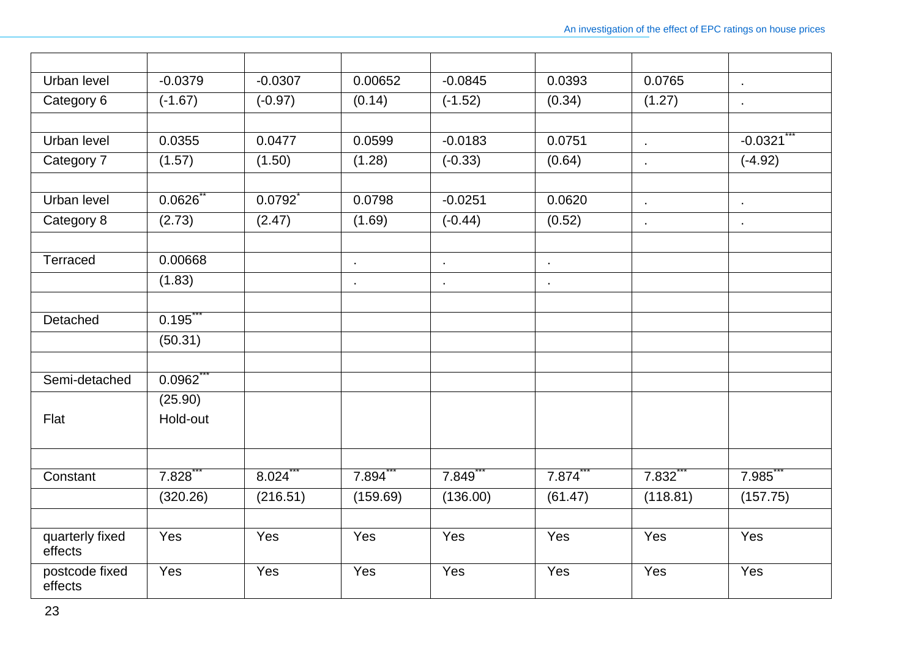| | | | | | | | |
|---|---|---|---|---|---|---|---|
| Urban level | -0.0379 | -0.0307 | 0.00652 | -0.0845 | 0.0393 | 0.0765 | . |
| Category 6 | (-1.67) | (-0.97) | (0.14) | (-1.52) | (0.34) | (1.27) | . |
| | | | | | | | |
| Urban level | 0.0355 | 0.0477 | 0.0599 | -0.0183 | 0.0751 | . | -0.0321*** |
| Category 7 | (1.57) | (1.50) | (1.28) | (-0.33) | (0.64) | . | (-4.92) |
| | | | | | | | |
| Urban level | 0.0626** | 0.0792* | 0.0798 | -0.0251 | 0.0620 | . | . |
| Category 8 | (2.73) | (2.47) | (1.69) | (-0.44) | (0.52) | . | . |
| | | | | | | | |
| Terraced | 0.00668 | | . | . | . | | |
| | (1.83) | | . | . | . | | |
| | | | | | | | |
| Detached | 0.195*** | | | | | | |
| | (50.31) | | | | | | |
| | | | | | | | |
| Semi-detached | 0.0962*** | | | | | | |
| | (25.90) | | | | | | |
| Flat | Hold-out | | | | | | |
| | | | | | | | |
| Constant | 7.828*** | 8.024*** | 7.894*** | 7.849*** | 7.874*** | 7.832*** | 7.985*** |
| | (320.26) | (216.51) | (159.69) | (136.00) | (61.47) | (118.81) | (157.75) |
| | | | | | | | |
| quarterly fixed effects | Yes | Yes | Yes | Yes | Yes | Yes | Yes |
| postcode fixed effects | Yes | Yes | Yes | Yes | Yes | Yes | Yes |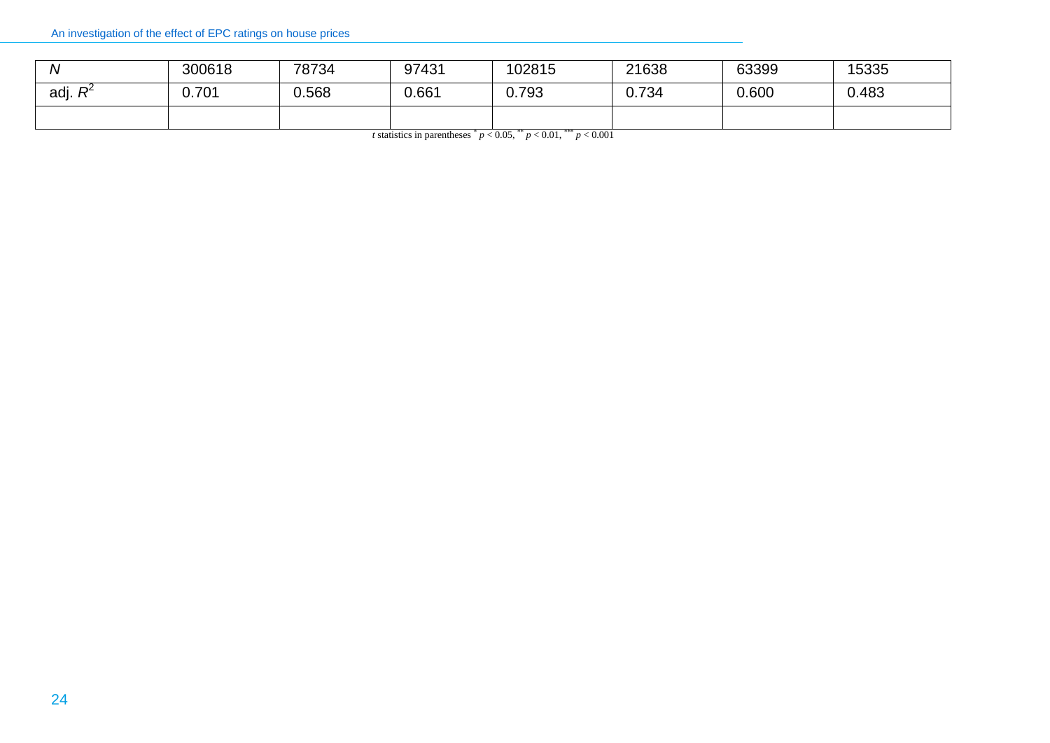| $N$ | 300618 | 78734 | 97431 | 102815 | 21638 | 63399 | 15335 |
|---|---|---|---|---|---|---|---|
| adj. $R^2$ | 0.701 | 0.568 | 0.661 | 0.793 | 0.734 | 0.600 | 0.483 |
| | | | | | | | |

$t$ statistics in parentheses $^{*}$ $p < 0.05$, $^{**}$ $p < 0.01$, $^{***}$ $p < 0.001$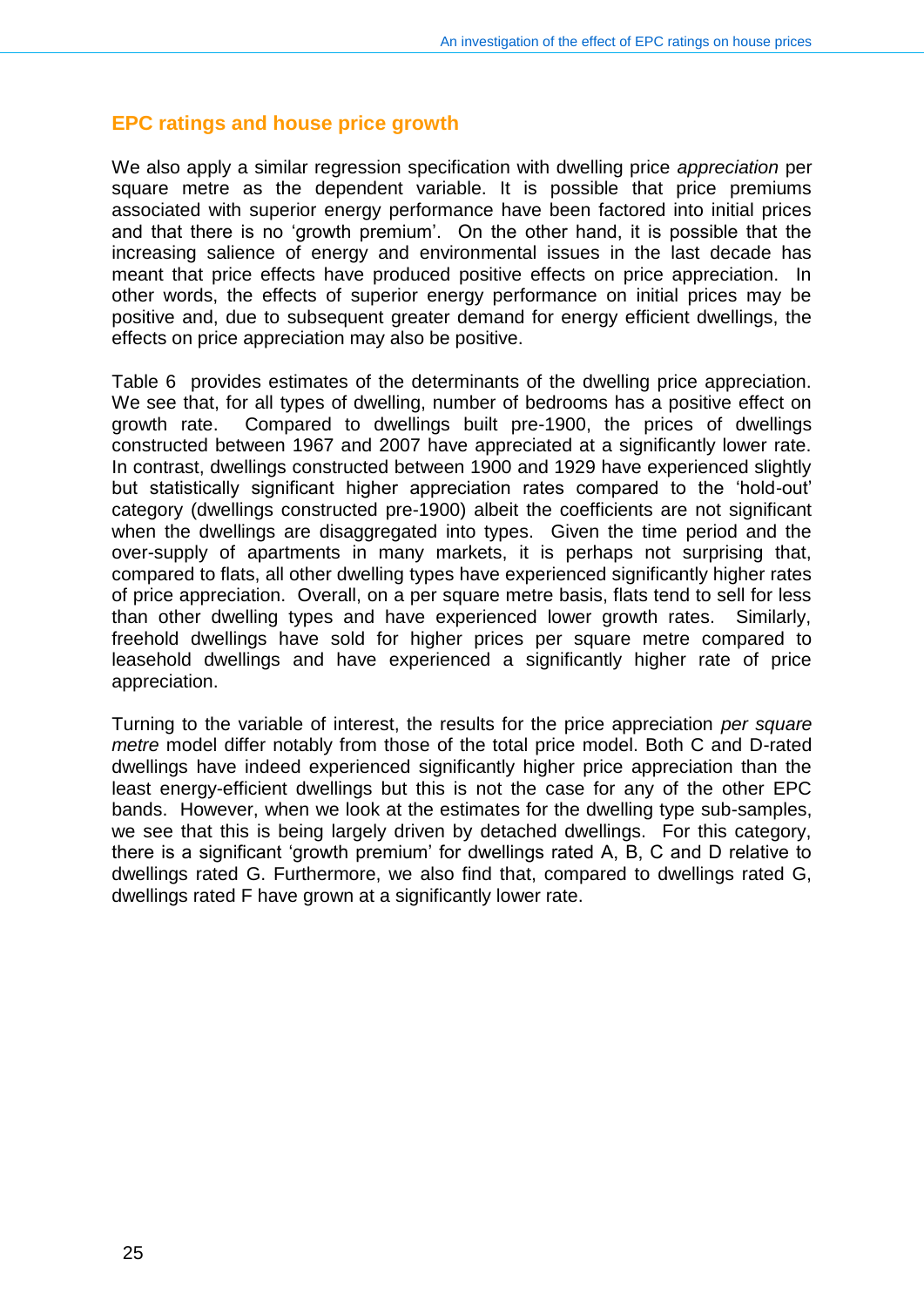## EPC ratings and house price growth

We also apply a similar regression specification with dwelling price *appreciation* per square metre as the dependent variable. It is possible that price premiums associated with superior energy performance have been factored into initial prices and that there is no 'growth premium'. On the other hand, it is possible that the increasing salience of energy and environmental issues in the last decade has meant that price effects have produced positive effects on price appreciation. In other words, the effects of superior energy performance on initial prices may be positive and, due to subsequent greater demand for energy efficient dwellings, the effects on price appreciation may also be positive.

Table 6 provides estimates of the determinants of the dwelling price appreciation. We see that, for all types of dwelling, number of bedrooms has a positive effect on growth rate. Compared to dwellings built pre-1900, the prices of dwellings constructed between 1967 and 2007 have appreciated at a significantly lower rate. In contrast, dwellings constructed between 1900 and 1929 have experienced slightly but statistically significant higher appreciation rates compared to the 'hold-out' category (dwellings constructed pre-1900) albeit the coefficients are not significant when the dwellings are disaggregated into types. Given the time period and the over-supply of apartments in many markets, it is perhaps not surprising that, compared to flats, all other dwelling types have experienced significantly higher rates of price appreciation. Overall, on a per square metre basis, flats tend to sell for less than other dwelling types and have experienced lower growth rates. Similarly, freehold dwellings have sold for higher prices per square metre compared to leasehold dwellings and have experienced a significantly higher rate of price appreciation.

Turning to the variable of interest, the results for the price appreciation *per square metre* model differ notably from those of the total price model. Both C and D-rated dwellings have indeed experienced significantly higher price appreciation than the least energy-efficient dwellings but this is not the case for any of the other EPC bands. However, when we look at the estimates for the dwelling type sub-samples, we see that this is being largely driven by detached dwellings. For this category, there is a significant 'growth premium' for dwellings rated A, B, C and D relative to dwellings rated G. Furthermore, we also find that, compared to dwellings rated G, dwellings rated F have grown at a significantly lower rate.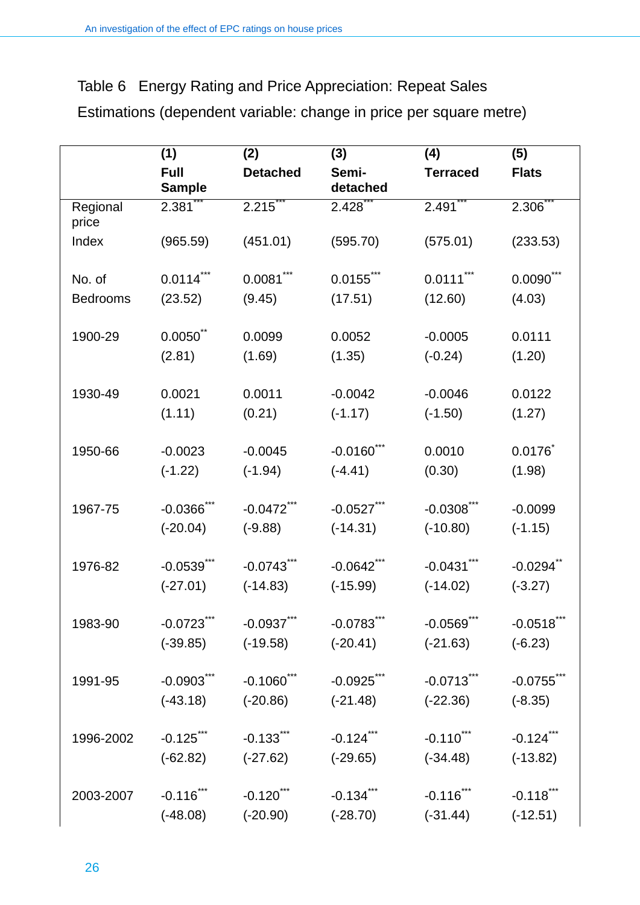Table 6 Energy Rating and Price Appreciation: Repeat Sales Estimations (dependent variable: change in price per square metre)

| | (1) Full Sample | (2) Detached | (3) Semi-detached | (4) Terraced | (5) Flats |
|---|---|---|---|---|---|
| Regional price Index | 2.381*** | 2.215*** | 2.428*** | 2.491*** | 2.306*** |
| | (965.59) | (451.01) | (595.70) | (575.01) | (233.53) |
| No. of Bedrooms | 0.0114*** | 0.0081*** | 0.0155*** | 0.0111*** | 0.0090*** |
| | (23.52) | (9.45) | (17.51) | (12.60) | (4.03) |
| 1900-29 | 0.0050** | 0.0099 | 0.0052 | -0.0005 | 0.0111 |
| | (2.81) | (1.69) | (1.35) | (-0.24) | (1.20) |
| 1930-49 | 0.0021 | 0.0011 | -0.0042 | -0.0046 | 0.0122 |
| | (1.11) | (0.21) | (-1.17) | (-1.50) | (1.27) |
| 1950-66 | -0.0023 | -0.0045 | -0.0160*** | 0.0010 | 0.0176* |
| | (-1.22) | (-1.94) | (-4.41) | (0.30) | (1.98) |
| 1967-75 | -0.0366*** | -0.0472*** | -0.0527*** | -0.0308*** | -0.0099 |
| | (-20.04) | (-9.88) | (-14.31) | (-10.80) | (-1.15) |
| 1976-82 | -0.0539*** | -0.0743*** | -0.0642*** | -0.0431*** | -0.0294** |
| | (-27.01) | (-14.83) | (-15.99) | (-14.02) | (-3.27) |
| 1983-90 | -0.0723*** | -0.0937*** | -0.0783*** | -0.0569*** | -0.0518*** |
| | (-39.85) | (-19.58) | (-20.41) | (-21.63) | (-6.23) |
| 1991-95 | -0.0903*** | -0.1060*** | -0.0925*** | -0.0713*** | -0.0755*** |
| | (-43.18) | (-20.86) | (-21.48) | (-22.36) | (-8.35) |
| 1996-2002 | -0.125*** | -0.133*** | -0.124*** | -0.110*** | -0.124*** |
| | (-62.82) | (-27.62) | (-29.65) | (-34.48) | (-13.82) |
| 2003-2007 | -0.116*** | -0.120*** | -0.134*** | -0.116*** | -0.118*** |
| | (-48.08) | (-20.90) | (-28.70) | (-31.44) | (-12.51) |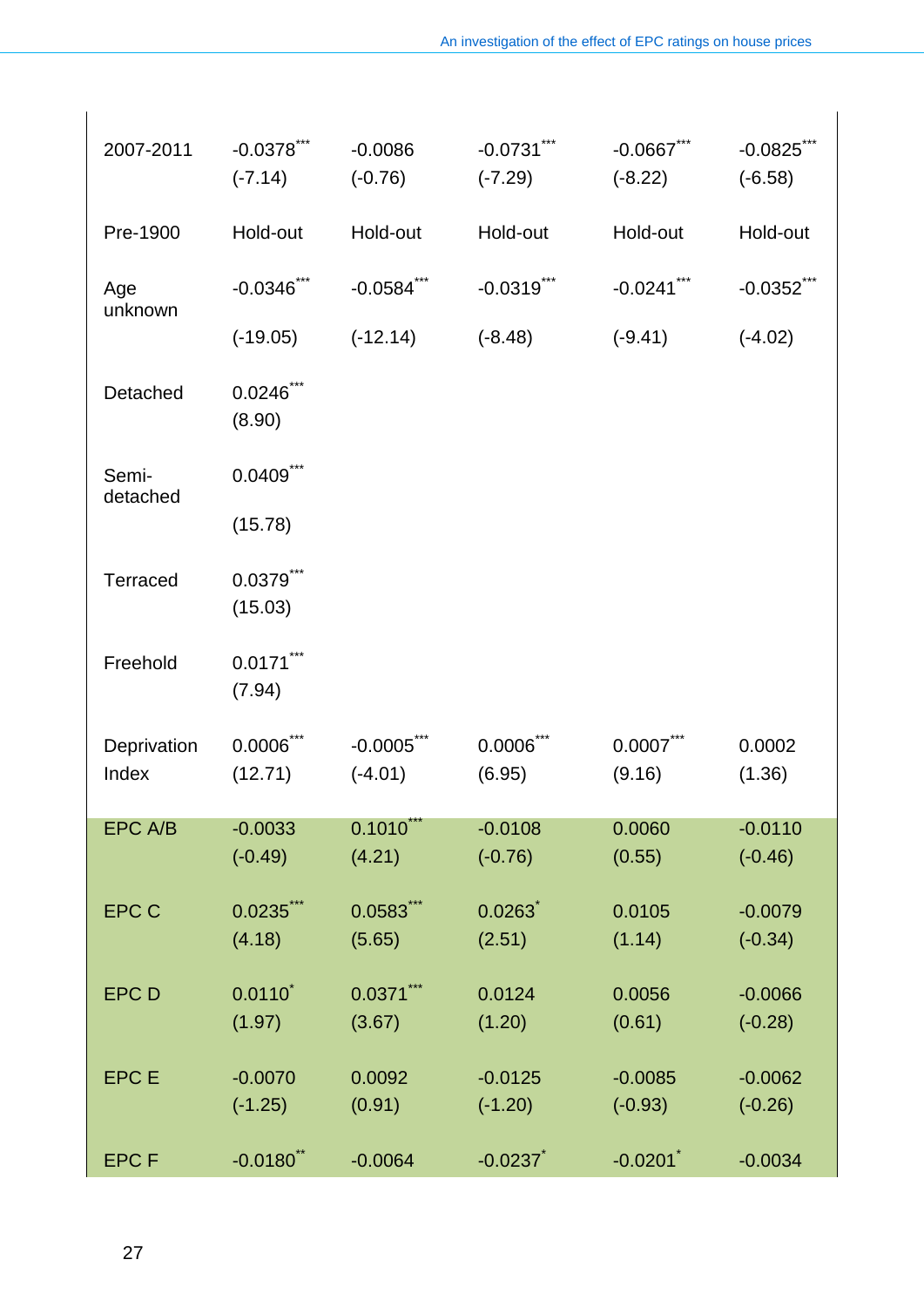| | | | | | |
|---|---|---|---|---|---|
| 2007-2011 | -0.0378*** (-7.14) | -0.0086 (-0.76) | -0.0731*** (-7.29) | -0.0667*** (-8.22) | -0.0825*** (-6.58) |
| Pre-1900 | Hold-out | Hold-out | Hold-out | Hold-out | Hold-out |
| Age unknown | -0.0346*** (-19.05) | -0.0584*** (-12.14) | -0.0319*** (-8.48) | -0.0241*** (-9.41) | -0.0352*** (-4.02) |
| Detached | 0.0246*** (8.90) | | | | |
| Semi-detached | 0.0409*** (15.78) | | | | |
| Terraced | 0.0379*** (15.03) | | | | |
| Freehold | 0.0171*** (7.94) | | | | |
| Deprivation Index | 0.0006*** (12.71) | -0.0005*** (-4.01) | 0.0006*** (6.95) | 0.0007*** (9.16) | 0.0002 (1.36) |
| EPC A/B | -0.0033 (-0.49) | 0.1010*** (4.21) | -0.0108 (-0.76) | 0.0060 (0.55) | -0.0110 (-0.46) |
| EPC C | 0.0235*** (4.18) | 0.0583*** (5.65) | 0.0263* (2.51) | 0.0105 (1.14) | -0.0079 (-0.34) |
| EPC D | 0.0110* (1.97) | 0.0371*** (3.67) | 0.0124 (1.20) | 0.0056 (0.61) | -0.0066 (-0.28) |
| EPC E | -0.0070 (-1.25) | 0.0092 (0.91) | -0.0125 (-1.20) | -0.0085 (-0.93) | -0.0062 (-0.26) |
| EPC F | -0.0180** | -0.0064 | -0.0237* | -0.0201* | -0.0034 |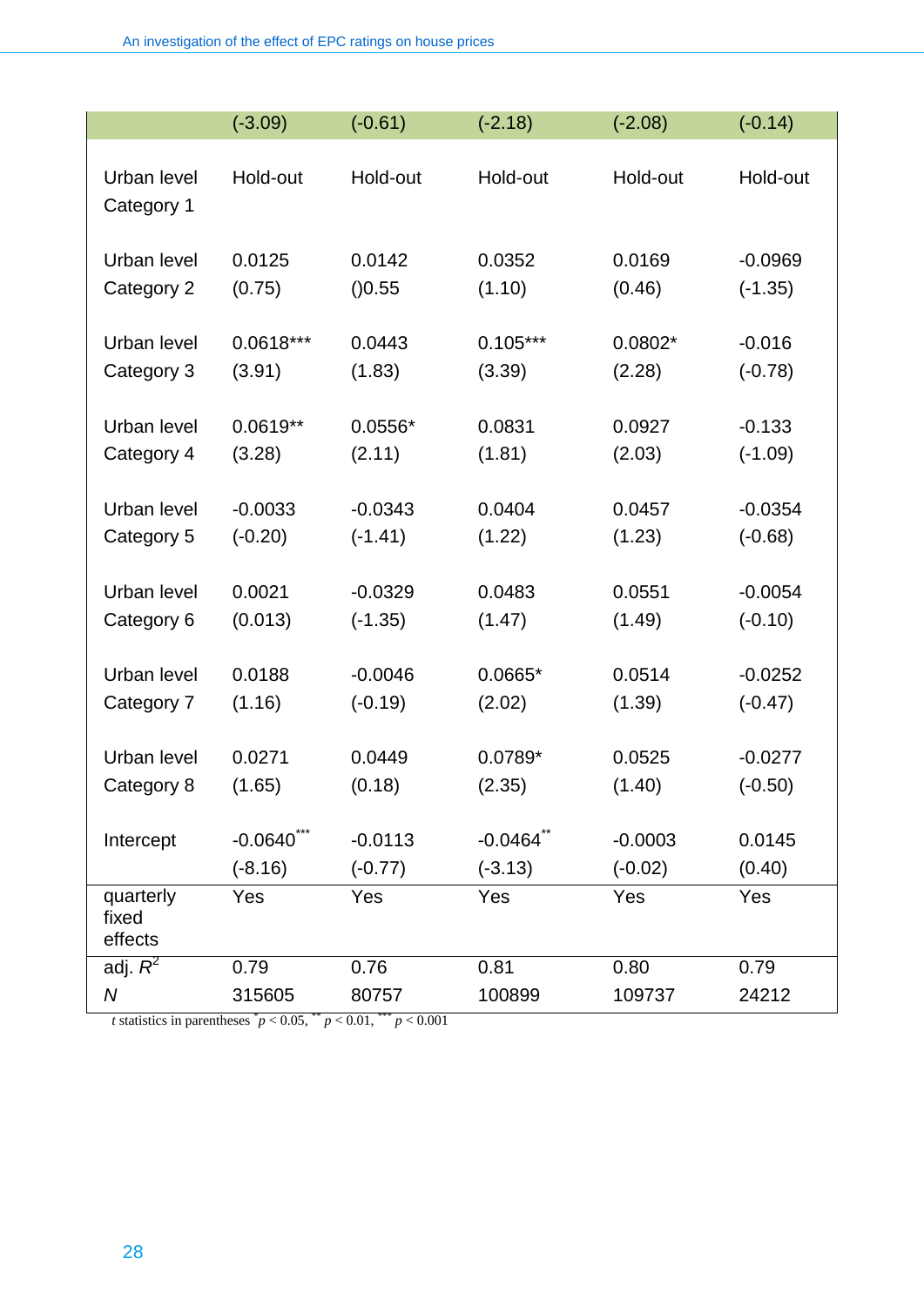| | (-3.09) | (-0.61) | (-2.18) | (-2.08) | (-0.14) |
|---|---|---|---|---|---|
| Urban level Category 1 | Hold-out | Hold-out | Hold-out | Hold-out | Hold-out |
| Urban level Category 2 | 0.0125<br>(0.75) | 0.0142<br>()0.55 | 0.0352<br>(1.10) | 0.0169<br>(0.46) | -0.0969<br>(-1.35) |
| Urban level Category 3 | 0.0618***<br>(3.91) | 0.0443<br>(1.83) | 0.105***<br>(3.39) | 0.0802*<br>(2.28) | -0.016<br>(-0.78) |
| Urban level Category 4 | 0.0619**<br>(3.28) | 0.0556*<br>(2.11) | 0.0831<br>(1.81) | 0.0927<br>(2.03) | -0.133<br>(-1.09) |
| Urban level Category 5 | -0.0033<br>(-0.20) | -0.0343<br>(-1.41) | 0.0404<br>(1.22) | 0.0457<br>(1.23) | -0.0354<br>(-0.68) |
| Urban level Category 6 | 0.0021<br>(0.013) | -0.0329<br>(-1.35) | 0.0483<br>(1.47) | 0.0551<br>(1.49) | -0.0054<br>(-0.10) |
| Urban level Category 7 | 0.0188<br>(1.16) | -0.0046<br>(-0.19) | 0.0665*<br>(2.02) | 0.0514<br>(1.39) | -0.0252<br>(-0.47) |
| Urban level Category 8 | 0.0271<br>(1.65) | 0.0449<br>(0.18) | 0.0789*<br>(2.35) | 0.0525<br>(1.40) | -0.0277<br>(-0.50) |
| Intercept | -0.0640***<br>(-8.16) | -0.0113<br>(-0.77) | -0.0464**<br>(-3.13) | -0.0003<br>(-0.02) | 0.0145<br>(0.40) |
| quarterly fixed effects | Yes | Yes | Yes | Yes | Yes |
| adj. $R^2$ | 0.79 | 0.76 | 0.81 | 0.80 | 0.79 |
| *N* | 315605 | 80757 | 100899 | 109737 | 24212 |

*t* statistics in parentheses * $p < 0.05$, ** $p < 0.01$, *** $p < 0.001$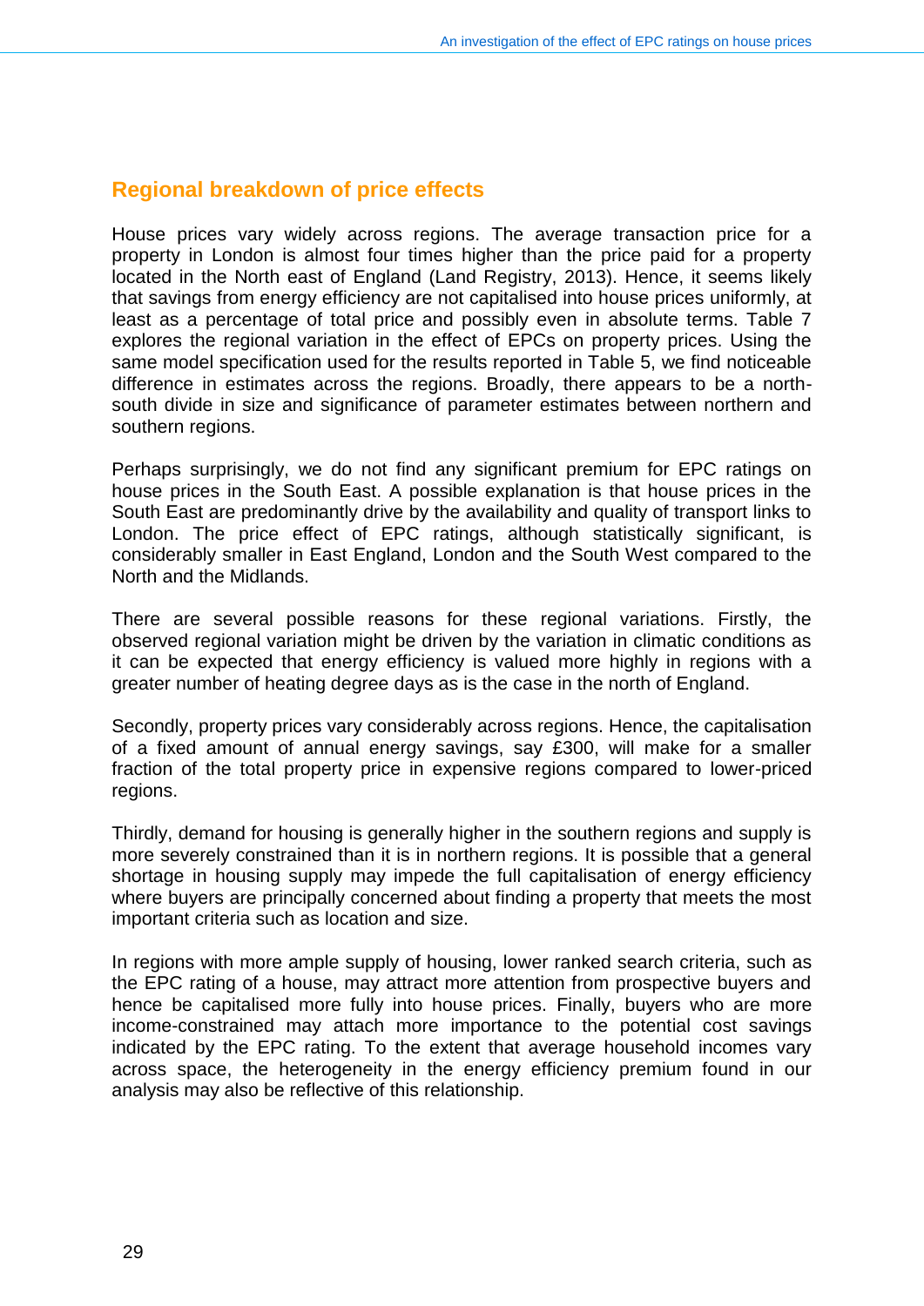## Regional breakdown of price effects

House prices vary widely across regions. The average transaction price for a property in London is almost four times higher than the price paid for a property located in the North east of England (Land Registry, 2013). Hence, it seems likely that savings from energy efficiency are not capitalised into house prices uniformly, at least as a percentage of total price and possibly even in absolute terms. Table 7 explores the regional variation in the effect of EPCs on property prices. Using the same model specification used for the results reported in Table 5, we find noticeable difference in estimates across the regions. Broadly, there appears to be a north-south divide in size and significance of parameter estimates between northern and southern regions.

Perhaps surprisingly, we do not find any significant premium for EPC ratings on house prices in the South East. A possible explanation is that house prices in the South East are predominantly drive by the availability and quality of transport links to London. The price effect of EPC ratings, although statistically significant, is considerably smaller in East England, London and the South West compared to the North and the Midlands.

There are several possible reasons for these regional variations. Firstly, the observed regional variation might be driven by the variation in climatic conditions as it can be expected that energy efficiency is valued more highly in regions with a greater number of heating degree days as is the case in the north of England.

Secondly, property prices vary considerably across regions. Hence, the capitalisation of a fixed amount of annual energy savings, say £300, will make for a smaller fraction of the total property price in expensive regions compared to lower-priced regions.

Thirdly, demand for housing is generally higher in the southern regions and supply is more severely constrained than it is in northern regions. It is possible that a general shortage in housing supply may impede the full capitalisation of energy efficiency where buyers are principally concerned about finding a property that meets the most important criteria such as location and size.

In regions with more ample supply of housing, lower ranked search criteria, such as the EPC rating of a house, may attract more attention from prospective buyers and hence be capitalised more fully into house prices. Finally, buyers who are more income-constrained may attach more importance to the potential cost savings indicated by the EPC rating. To the extent that average household incomes vary across space, the heterogeneity in the energy efficiency premium found in our analysis may also be reflective of this relationship.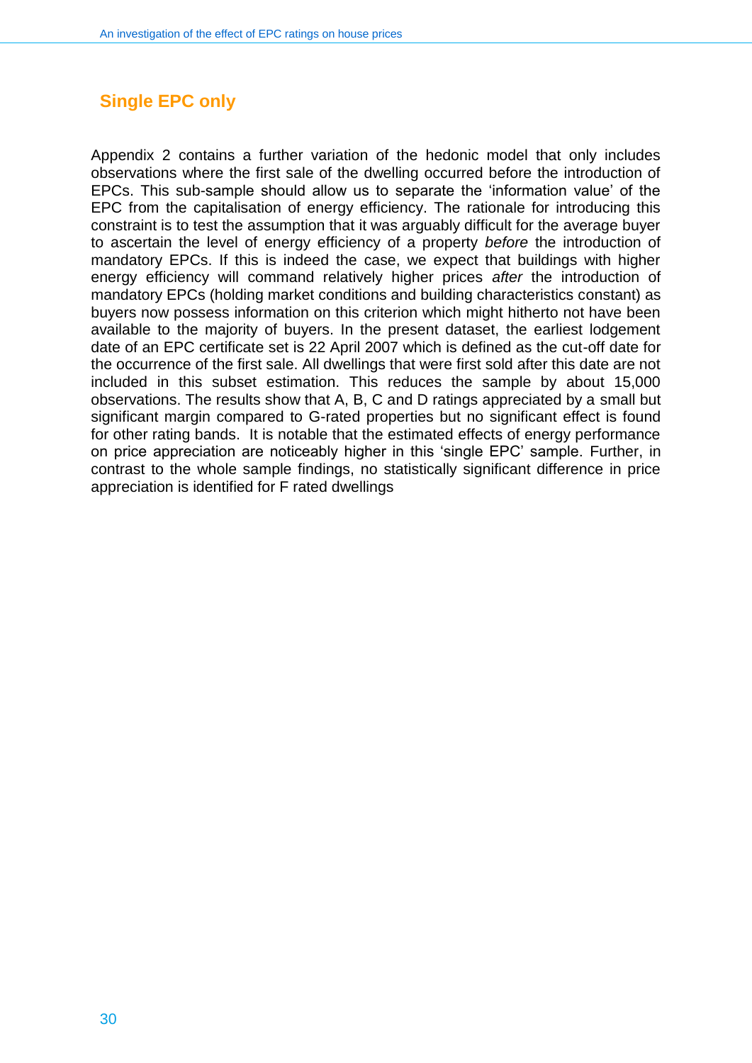## Single EPC only

Appendix 2 contains a further variation of the hedonic model that only includes observations where the first sale of the dwelling occurred before the introduction of EPCs. This sub-sample should allow us to separate the 'information value' of the EPC from the capitalisation of energy efficiency. The rationale for introducing this constraint is to test the assumption that it was arguably difficult for the average buyer to ascertain the level of energy efficiency of a property *before* the introduction of mandatory EPCs. If this is indeed the case, we expect that buildings with higher energy efficiency will command relatively higher prices *after* the introduction of mandatory EPCs (holding market conditions and building characteristics constant) as buyers now possess information on this criterion which might hitherto not have been available to the majority of buyers. In the present dataset, the earliest lodgement date of an EPC certificate set is 22 April 2007 which is defined as the cut-off date for the occurrence of the first sale. All dwellings that were first sold after this date are not included in this subset estimation. This reduces the sample by about 15,000 observations. The results show that A, B, C and D ratings appreciated by a small but significant margin compared to G-rated properties but no significant effect is found for other rating bands. It is notable that the estimated effects of energy performance on price appreciation are noticeably higher in this 'single EPC' sample. Further, in contrast to the whole sample findings, no statistically significant difference in price appreciation is identified for F rated dwellings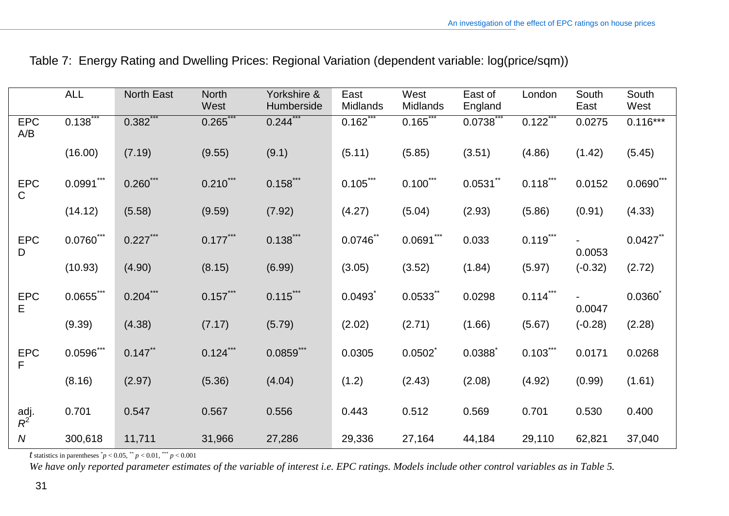Table 7: Energy Rating and Dwelling Prices: Regional Variation (dependent variable: log(price/sqm))

| | ALL | North East | North West | Yorkshire & Humberside | East Midlands | West Midlands | East of England | London | South East | South West |
|---|---|---|---|---|---|---|---|---|---|---|
| EPC A/B | 0.138*** | 0.382*** | 0.265*** | 0.244*** | 0.162*** | 0.165*** | 0.0738*** | 0.122*** | 0.0275 | 0.116*** |
| | (16.00) | (7.19) | (9.55) | (9.1) | (5.11) | (5.85) | (3.51) | (4.86) | (1.42) | (5.45) |
| EPC C | 0.0991*** | 0.260*** | 0.210*** | 0.158*** | 0.105*** | 0.100*** | 0.0531** | 0.118*** | 0.0152 | 0.0690*** |
| | (14.12) | (5.58) | (9.59) | (7.92) | (4.27) | (5.04) | (2.93) | (5.86) | (0.91) | (4.33) |
| EPC D | 0.0760*** | 0.227*** | 0.177*** | 0.138*** | 0.0746** | 0.0691*** | 0.033 | 0.119*** | -0.0053 | 0.0427** |
| | (10.93) | (4.90) | (8.15) | (6.99) | (3.05) | (3.52) | (1.84) | (5.97) | (-0.32) | (2.72) |
| EPC E | 0.0655*** | 0.204*** | 0.157*** | 0.115*** | 0.0493* | 0.0533** | 0.0298 | 0.114*** | -0.0047 | 0.0360* |
| | (9.39) | (4.38) | (7.17) | (5.79) | (2.02) | (2.71) | (1.66) | (5.67) | (-0.28) | (2.28) |
| EPC F | 0.0596*** | 0.147** | 0.124*** | 0.0859*** | 0.0305 | 0.0502* | 0.0388* | 0.103*** | 0.0171 | 0.0268 |
| | (8.16) | (2.97) | (5.36) | (4.04) | (1.2) | (2.43) | (2.08) | (4.92) | (0.99) | (1.61) |
| adj. $R^2$ | 0.701 | 0.547 | 0.567 | 0.556 | 0.443 | 0.512 | 0.569 | 0.701 | 0.530 | 0.400 |
| $N$ | 300,618 | 11,711 | 31,966 | 27,286 | 29,336 | 27,164 | 44,184 | 29,110 | 62,821 | 37,040 |

$t$ statistics in parentheses * $p < 0.05$, ** $p < 0.01$, *** $p < 0.001$

*We have only reported parameter estimates of the variable of interest i.e. EPC ratings. Models include other control variables as in Table 5.*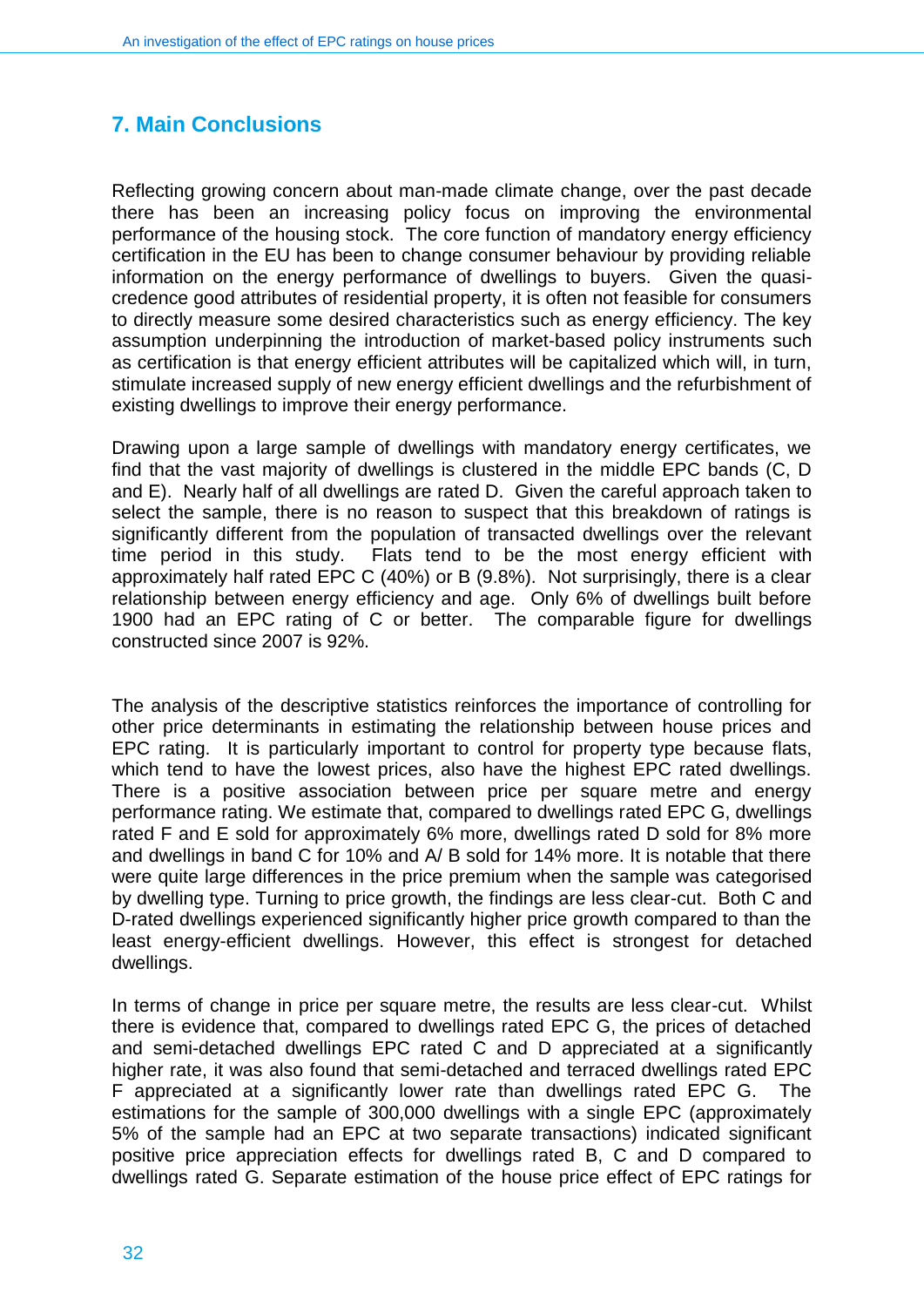## 7. Main Conclusions

Reflecting growing concern about man-made climate change, over the past decade there has been an increasing policy focus on improving the environmental performance of the housing stock. The core function of mandatory energy efficiency certification in the EU has been to change consumer behaviour by providing reliable information on the energy performance of dwellings to buyers. Given the quasi-credence good attributes of residential property, it is often not feasible for consumers to directly measure some desired characteristics such as energy efficiency. The key assumption underpinning the introduction of market-based policy instruments such as certification is that energy efficient attributes will be capitalized which will, in turn, stimulate increased supply of new energy efficient dwellings and the refurbishment of existing dwellings to improve their energy performance.

Drawing upon a large sample of dwellings with mandatory energy certificates, we find that the vast majority of dwellings is clustered in the middle EPC bands (C, D and E). Nearly half of all dwellings are rated D. Given the careful approach taken to select the sample, there is no reason to suspect that this breakdown of ratings is significantly different from the population of transacted dwellings over the relevant time period in this study. Flats tend to be the most energy efficient with approximately half rated EPC C (40%) or B (9.8%). Not surprisingly, there is a clear relationship between energy efficiency and age. Only 6% of dwellings built before 1900 had an EPC rating of C or better. The comparable figure for dwellings constructed since 2007 is 92%.

The analysis of the descriptive statistics reinforces the importance of controlling for other price determinants in estimating the relationship between house prices and EPC rating. It is particularly important to control for property type because flats, which tend to have the lowest prices, also have the highest EPC rated dwellings. There is a positive association between price per square metre and energy performance rating. We estimate that, compared to dwellings rated EPC G, dwellings rated F and E sold for approximately 6% more, dwellings rated D sold for 8% more and dwellings in band C for 10% and A/ B sold for 14% more. It is notable that there were quite large differences in the price premium when the sample was categorised by dwelling type. Turning to price growth, the findings are less clear-cut. Both C and D-rated dwellings experienced significantly higher price growth compared to than the least energy-efficient dwellings. However, this effect is strongest for detached dwellings.

In terms of change in price per square metre, the results are less clear-cut. Whilst there is evidence that, compared to dwellings rated EPC G, the prices of detached and semi-detached dwellings EPC rated C and D appreciated at a significantly higher rate, it was also found that semi-detached and terraced dwellings rated EPC F appreciated at a significantly lower rate than dwellings rated EPC G. The estimations for the sample of 300,000 dwellings with a single EPC (approximately 5% of the sample had an EPC at two separate transactions) indicated significant positive price appreciation effects for dwellings rated B, C and D compared to dwellings rated G. Separate estimation of the house price effect of EPC ratings for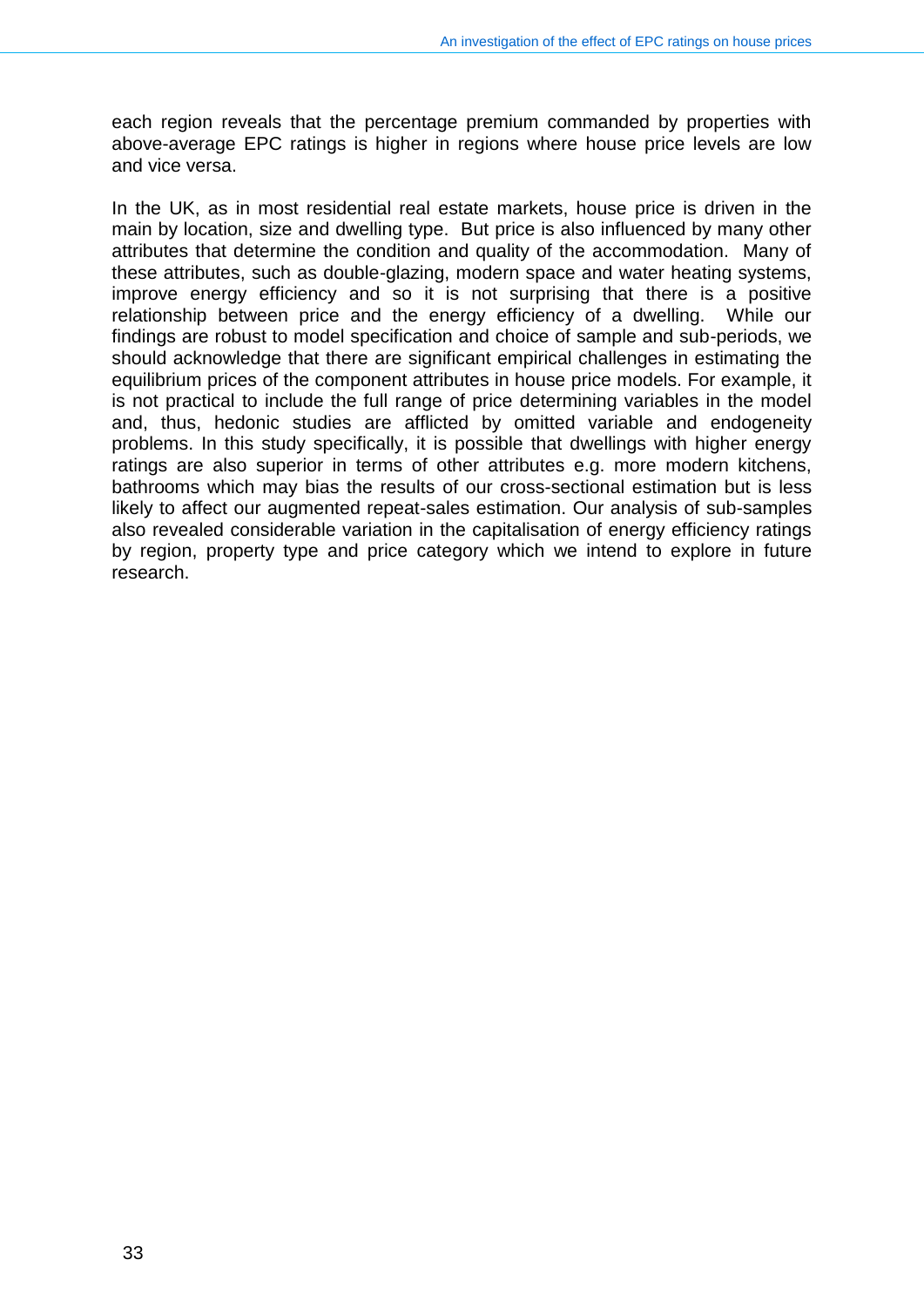each region reveals that the percentage premium commanded by properties with above-average EPC ratings is higher in regions where house price levels are low and vice versa.

In the UK, as in most residential real estate markets, house price is driven in the main by location, size and dwelling type. But price is also influenced by many other attributes that determine the condition and quality of the accommodation. Many of these attributes, such as double-glazing, modern space and water heating systems, improve energy efficiency and so it is not surprising that there is a positive relationship between price and the energy efficiency of a dwelling. While our findings are robust to model specification and choice of sample and sub-periods, we should acknowledge that there are significant empirical challenges in estimating the equilibrium prices of the component attributes in house price models. For example, it is not practical to include the full range of price determining variables in the model and, thus, hedonic studies are afflicted by omitted variable and endogeneity problems. In this study specifically, it is possible that dwellings with higher energy ratings are also superior in terms of other attributes e.g. more modern kitchens, bathrooms which may bias the results of our cross-sectional estimation but is less likely to affect our augmented repeat-sales estimation. Our analysis of sub-samples also revealed considerable variation in the capitalisation of energy efficiency ratings by region, property type and price category which we intend to explore in future research.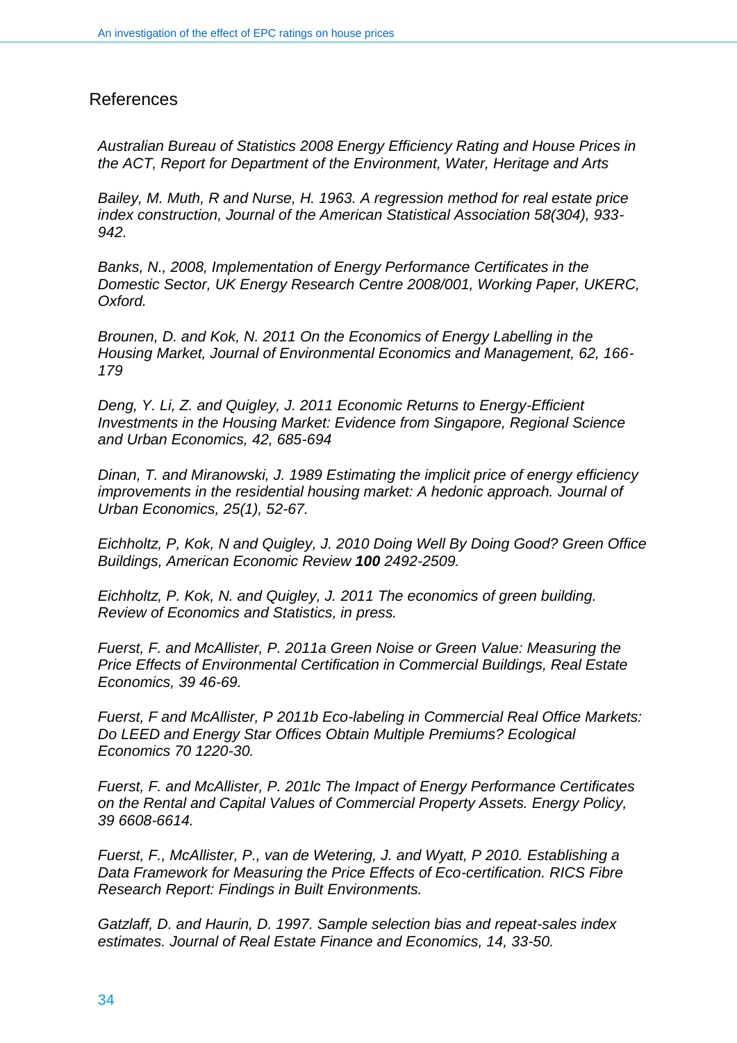## References

*Australian Bureau of Statistics 2008 Energy Efficiency Rating and House Prices in the ACT, Report for Department of the Environment, Water, Heritage and Arts*

*Bailey, M. Muth, R and Nurse, H. 1963. A regression method for real estate price index construction, Journal of the American Statistical Association 58(304), 933-942.*

*Banks, N., 2008, Implementation of Energy Performance Certificates in the Domestic Sector, UK Energy Research Centre 2008/001, Working Paper, UKERC, Oxford.*

*Brounen, D. and Kok, N. 2011 On the Economics of Energy Labelling in the Housing Market, Journal of Environmental Economics and Management, 62, 166-179*

*Deng, Y. Li, Z. and Quigley, J. 2011 Economic Returns to Energy-Efficient Investments in the Housing Market: Evidence from Singapore, Regional Science and Urban Economics, 42, 685-694*

*Dinan, T. and Miranowski, J. 1989 Estimating the implicit price of energy efficiency improvements in the residential housing market: A hedonic approach. Journal of Urban Economics, 25(1), 52-67.*

*Eichholtz, P, Kok, N and Quigley, J. 2010 Doing Well By Doing Good? Green Office Buildings, American Economic Review* ***100*** *2492-2509.*

*Eichholtz, P. Kok, N. and Quigley, J. 2011 The economics of green building. Review of Economics and Statistics, in press.*

*Fuerst, F. and McAllister, P. 2011a Green Noise or Green Value: Measuring the Price Effects of Environmental Certification in Commercial Buildings, Real Estate Economics, 39 46-69.*

*Fuerst, F and McAllister, P 2011b Eco-labeling in Commercial Real Office Markets: Do LEED and Energy Star Offices Obtain Multiple Premiums? Ecological Economics 70 1220-30.*

*Fuerst, F. and McAllister, P. 201lc The Impact of Energy Performance Certificates on the Rental and Capital Values of Commercial Property Assets. Energy Policy, 39 6608-6614.*

*Fuerst, F., McAllister, P., van de Wetering, J. and Wyatt, P 2010. Establishing a Data Framework for Measuring the Price Effects of Eco-certification. RICS Fibre Research Report: Findings in Built Environments.*

*Gatzlaff, D. and Haurin, D. 1997. Sample selection bias and repeat-sales index estimates. Journal of Real Estate Finance and Economics, 14, 33-50.*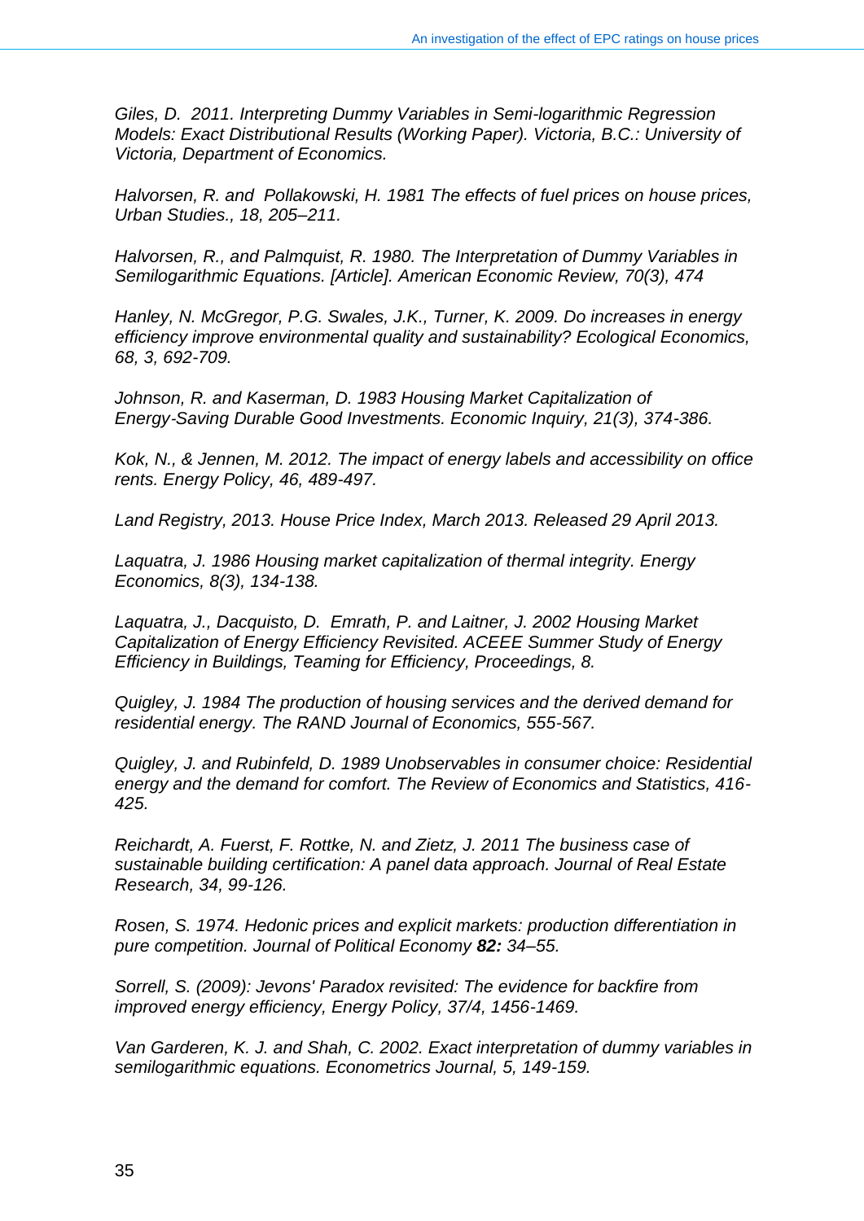*Giles, D. 2011. Interpreting Dummy Variables in Semi-logarithmic Regression Models: Exact Distributional Results (Working Paper). Victoria, B.C.: University of Victoria, Department of Economics.*

*Halvorsen, R. and Pollakowski, H. 1981 The effects of fuel prices on house prices, Urban Studies., 18, 205–211.*

*Halvorsen, R., and Palmquist, R. 1980. The Interpretation of Dummy Variables in Semilogarithmic Equations. [Article]. American Economic Review, 70(3), 474*

*Hanley, N. McGregor, P.G. Swales, J.K., Turner, K. 2009. Do increases in energy efficiency improve environmental quality and sustainability? Ecological Economics, 68, 3, 692-709.*

*Johnson, R. and Kaserman, D. 1983 Housing Market Capitalization of Energy-Saving Durable Good Investments. Economic Inquiry, 21(3), 374-386.*

*Kok, N., & Jennen, M. 2012. The impact of energy labels and accessibility on office rents. Energy Policy, 46, 489-497.*

*Land Registry, 2013. House Price Index, March 2013. Released 29 April 2013.*

*Laquatra, J. 1986 Housing market capitalization of thermal integrity. Energy Economics, 8(3), 134-138.*

*Laquatra, J., Dacquisto, D. Emrath, P. and Laitner, J. 2002 Housing Market Capitalization of Energy Efficiency Revisited. ACEEE Summer Study of Energy Efficiency in Buildings, Teaming for Efficiency, Proceedings, 8.*

*Quigley, J. 1984 The production of housing services and the derived demand for residential energy. The RAND Journal of Economics, 555-567.*

*Quigley, J. and Rubinfeld, D. 1989 Unobservables in consumer choice: Residential energy and the demand for comfort. The Review of Economics and Statistics, 416-425.*

*Reichardt, A. Fuerst, F. Rottke, N. and Zietz, J. 2011 The business case of sustainable building certification: A panel data approach. Journal of Real Estate Research, 34, 99-126.*

*Rosen, S. 1974. Hedonic prices and explicit markets: production differentiation in pure competition. Journal of Political Economy* ***82:*** *34–55.*

*Sorrell, S. (2009): Jevons' Paradox revisited: The evidence for backfire from improved energy efficiency, Energy Policy, 37/4, 1456-1469.*

*Van Garderen, K. J. and Shah, C. 2002. Exact interpretation of dummy variables in semilogarithmic equations. Econometrics Journal, 5, 149-159.*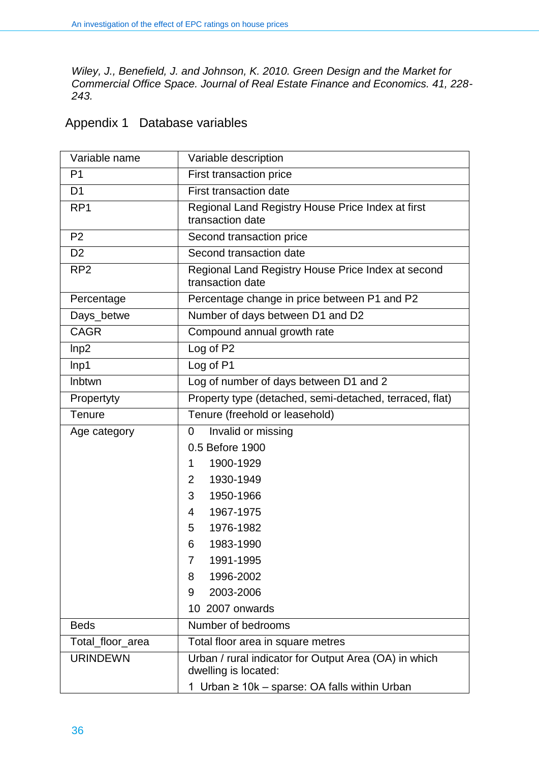*Wiley, J., Benefield, J. and Johnson, K. 2010. Green Design and the Market for Commercial Office Space. Journal of Real Estate Finance and Economics. 41, 228-243.*

## Appendix 1 Database variables

| Variable name | Variable description |
|---|---|
| P1 | First transaction price |
| D1 | First transaction date |
| RP1 | Regional Land Registry House Price Index at first transaction date |
| P2 | Second transaction price |
| D2 | Second transaction date |
| RP2 | Regional Land Registry House Price Index at second transaction date |
| Percentage | Percentage change in price between P1 and P2 |
| Days_betwe | Number of days between D1 and D2 |
| CAGR | Compound annual growth rate |
| lnp2 | Log of P2 |
| lnp1 | Log of P1 |
| lnbtwn | Log of number of days between D1 and 2 |
| Propertyty | Property type (detached, semi-detached, terraced, flat) |
| Tenure | Tenure (freehold or leasehold) |
| Age category | 0 Invalid or missing<br>0.5 Before 1900<br>1 1900-1929<br>2 1930-1949<br>3 1950-1966<br>4 1967-1975<br>5 1976-1982<br>6 1983-1990<br>7 1991-1995<br>8 1996-2002<br>9 2003-2006<br>10 2007 onwards |
| Beds | Number of bedrooms |
| Total_floor_area | Total floor area in square metres |
| URINDEWN | Urban / rural indicator for Output Area (OA) in which dwelling is located:<br>1 Urban ≥ 10k – sparse: OA falls within Urban |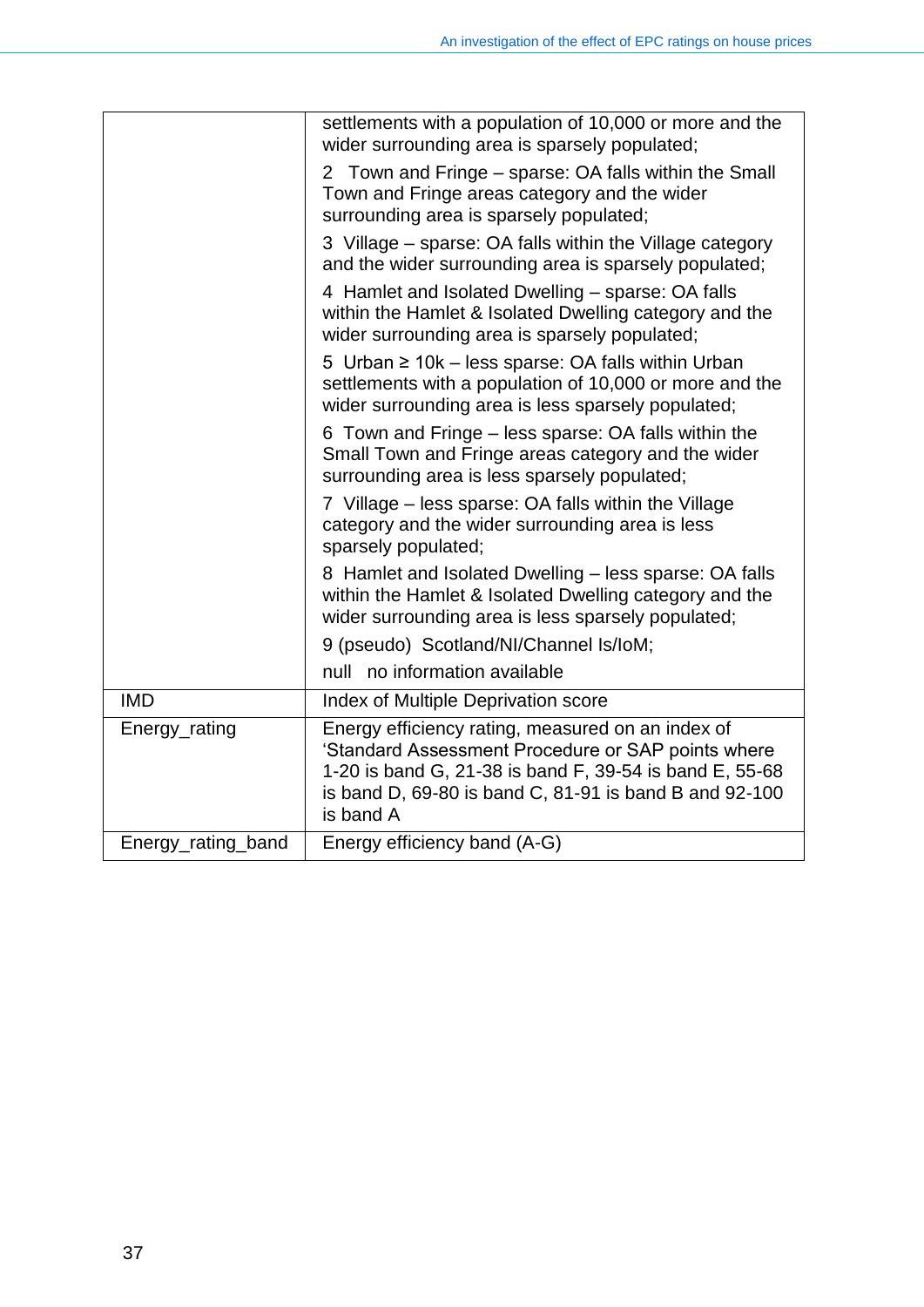| | |
|---|---|
| | settlements with a population of 10,000 or more and the wider surrounding area is sparsely populated;<br>2 Town and Fringe – sparse: OA falls within the Small Town and Fringe areas category and the wider surrounding area is sparsely populated;<br>3 Village – sparse: OA falls within the Village category and the wider surrounding area is sparsely populated;<br>4 Hamlet and Isolated Dwelling – sparse: OA falls within the Hamlet & Isolated Dwelling category and the wider surrounding area is sparsely populated;<br>5 Urban ≥ 10k – less sparse: OA falls within Urban settlements with a population of 10,000 or more and the wider surrounding area is less sparsely populated;<br>6 Town and Fringe – less sparse: OA falls within the Small Town and Fringe areas category and the wider surrounding area is less sparsely populated;<br>7 Village – less sparse: OA falls within the Village category and the wider surrounding area is less sparsely populated;<br>8 Hamlet and Isolated Dwelling – less sparse: OA falls within the Hamlet & Isolated Dwelling category and the wider surrounding area is less sparsely populated;<br>9 (pseudo) Scotland/NI/Channel Is/IoM;<br>null no information available |
| IMD | Index of Multiple Deprivation score |
| Energy_rating | Energy efficiency rating, measured on an index of 'Standard Assessment Procedure or SAP points where 1-20 is band G, 21-38 is band F, 39-54 is band E, 55-68 is band D, 69-80 is band C, 81-91 is band B and 92-100 is band A |
| Energy_rating_band | Energy efficiency band (A-G) |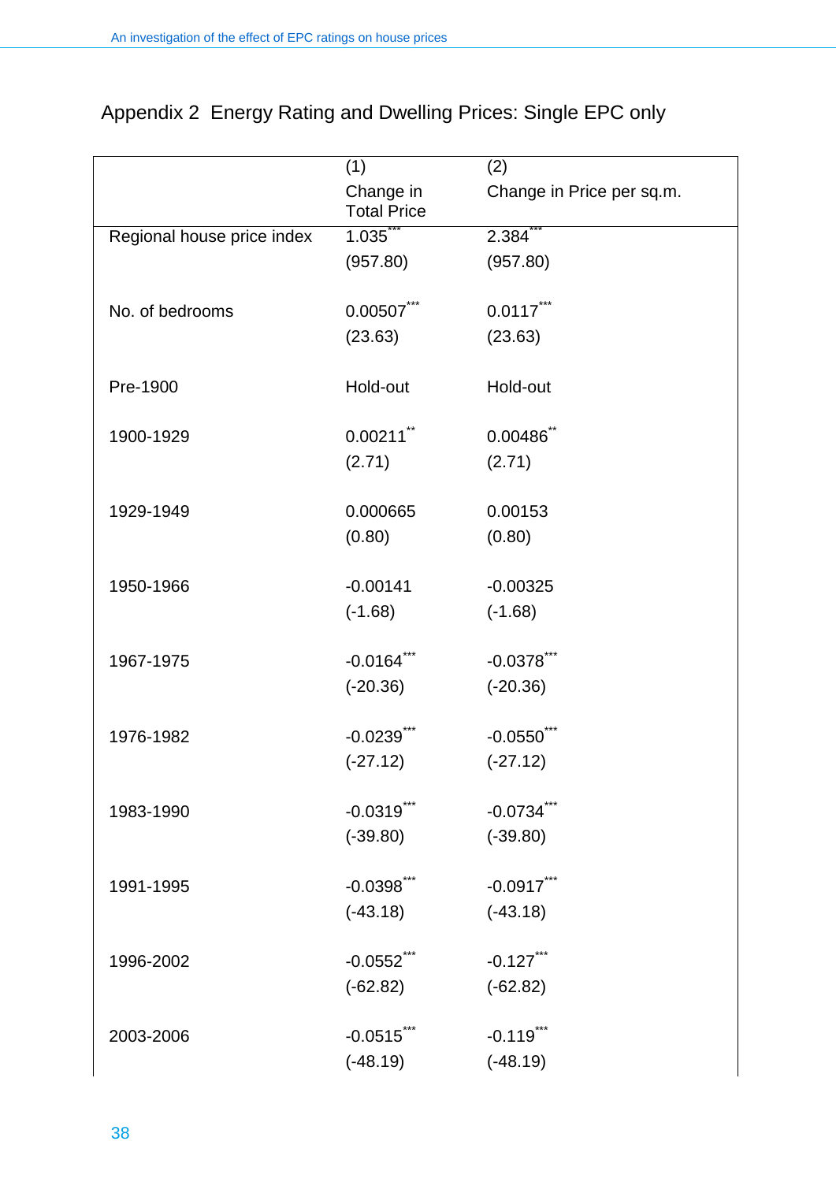## Appendix 2 Energy Rating and Dwelling Prices: Single EPC only

| | (1)<br>Change in Total Price | (2)<br>Change in Price per sq.m. |
|---|---|---|
| Regional house price index | 1.035*** | 2.384*** |
| | (957.80) | (957.80) |
| No. of bedrooms | 0.00507*** | 0.0117*** |
| | (23.63) | (23.63) |
| Pre-1900 | Hold-out | Hold-out |
| 1900-1929 | 0.00211** | 0.00486** |
| | (2.71) | (2.71) |
| 1929-1949 | 0.000665 | 0.00153 |
| | (0.80) | (0.80) |
| 1950-1966 | -0.00141 | -0.00325 |
| | (-1.68) | (-1.68) |
| 1967-1975 | -0.0164*** | -0.0378*** |
| | (-20.36) | (-20.36) |
| 1976-1982 | -0.0239*** | -0.0550*** |
| | (-27.12) | (-27.12) |
| 1983-1990 | -0.0319*** | -0.0734*** |
| | (-39.80) | (-39.80) |
| 1991-1995 | -0.0398*** | -0.0917*** |
| | (-43.18) | (-43.18) |
| 1996-2002 | -0.0552*** | -0.127*** |
| | (-62.82) | (-62.82) |
| 2003-2006 | -0.0515*** | -0.119*** |
| | (-48.19) | (-48.19) |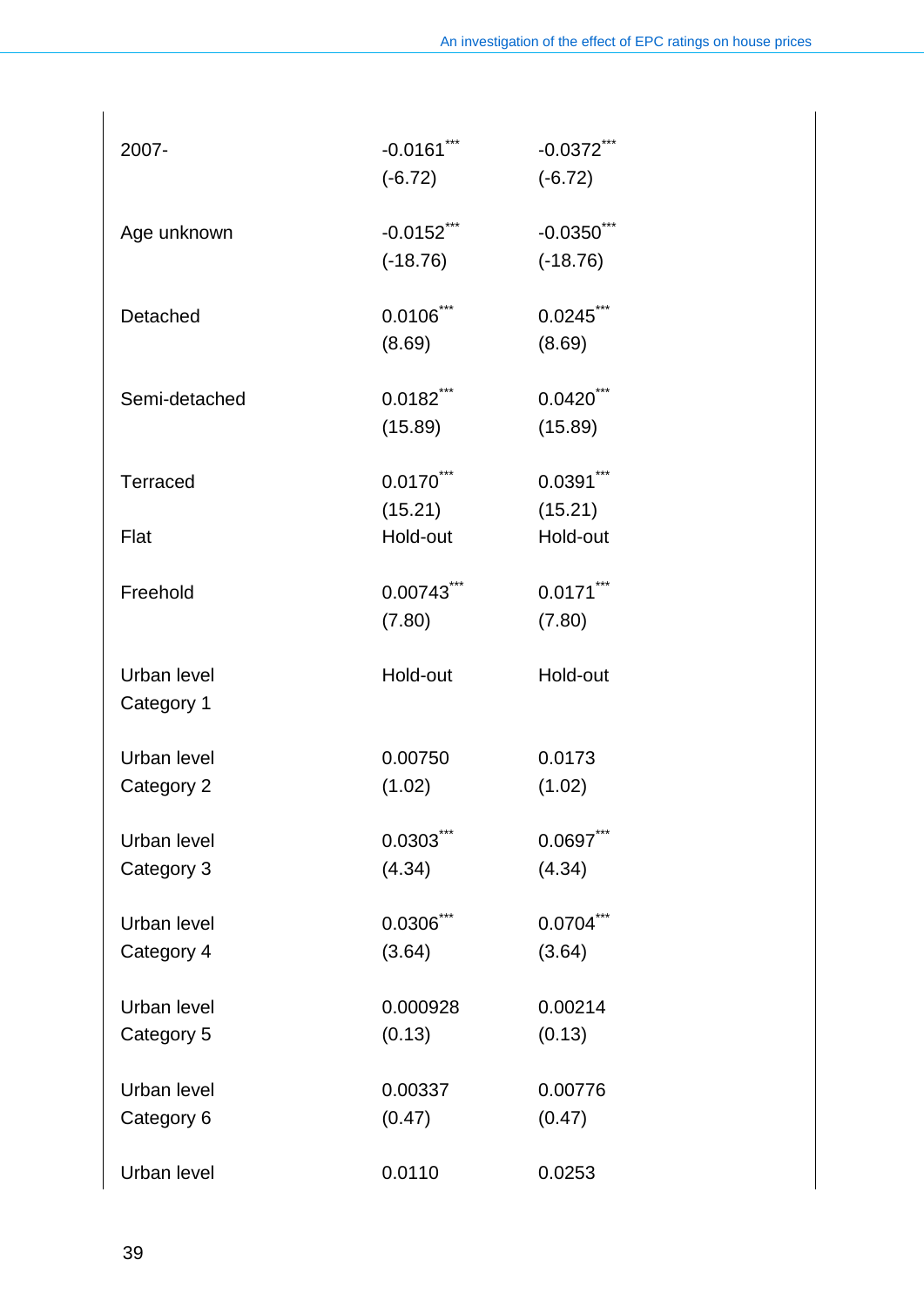| | | |
|---|---|---|
| 2007- | -0.0161*** (-6.72) | -0.0372*** (-6.72) |
| Age unknown | -0.0152*** (-18.76) | -0.0350*** (-18.76) |
| Detached | 0.0106*** (8.69) | 0.0245*** (8.69) |
| Semi-detached | 0.0182*** (15.89) | 0.0420*** (15.89) |
| Terraced | 0.0170*** (15.21) | 0.0391*** (15.21) |
| Flat | Hold-out | Hold-out |
| Freehold | 0.00743*** (7.80) | 0.0171*** (7.80) |
| Urban level Category 1 | Hold-out | Hold-out |
| Urban level Category 2 | 0.00750 (1.02) | 0.0173 (1.02) |
| Urban level Category 3 | 0.0303*** (4.34) | 0.0697*** (4.34) |
| Urban level Category 4 | 0.0306*** (3.64) | 0.0704*** (3.64) |
| Urban level Category 5 | 0.000928 (0.13) | 0.00214 (0.13) |
| Urban level Category 6 | 0.00337 (0.47) | 0.00776 (0.47) |
| Urban level | 0.0110 | 0.0253 |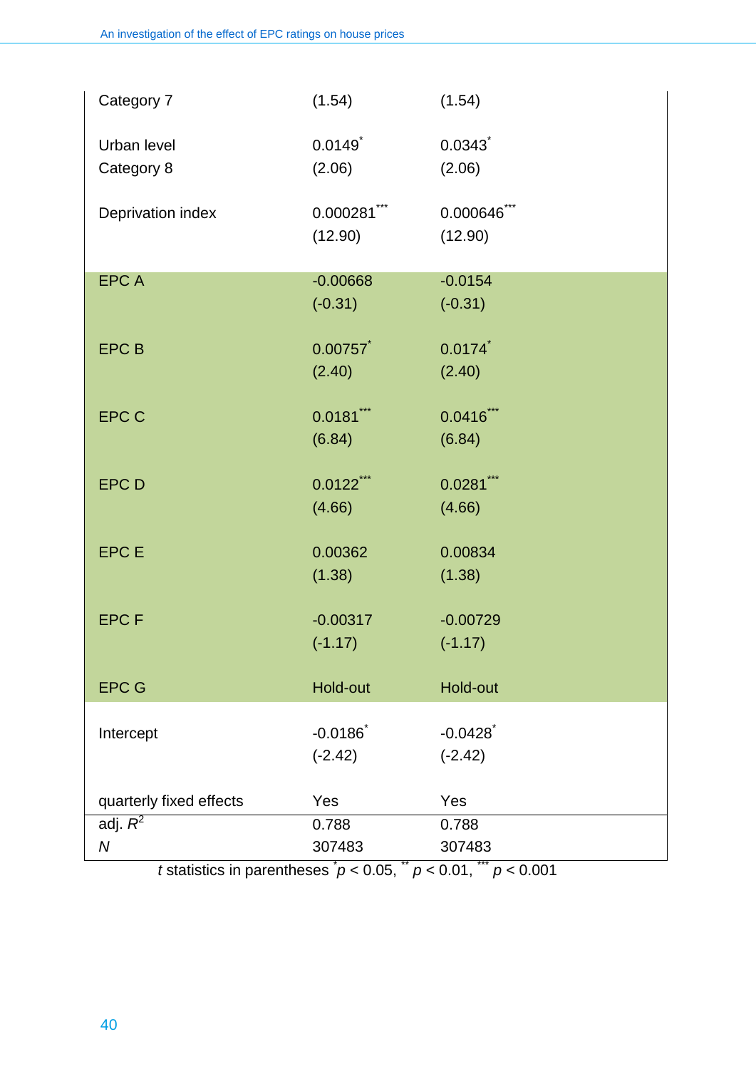| | | |
|---|---|---|
| Category 7 | (1.54) | (1.54) |
| Urban level Category 8 | 0.0149* (2.06) | 0.0343* (2.06) |
| Deprivation index | 0.000281*** (12.90) | 0.000646*** (12.90) |
| EPC A | -0.00668 (-0.31) | -0.0154 (-0.31) |
| EPC B | 0.00757* (2.40) | 0.0174* (2.40) |
| EPC C | 0.0181*** (6.84) | 0.0416*** (6.84) |
| EPC D | 0.0122*** (4.66) | 0.0281*** (4.66) |
| EPC E | 0.00362 (1.38) | 0.00834 (1.38) |
| EPC F | -0.00317 (-1.17) | -0.00729 (-1.17) |
| EPC G | Hold-out | Hold-out |
| Intercept | -0.0186* (-2.42) | -0.0428* (-2.42) |
| quarterly fixed effects | Yes | Yes |
| adj. $R^2$ | 0.788 | 0.788 |
| $N$ | 307483 | 307483 |

*t* statistics in parentheses * $p < 0.05$, ** $p < 0.01$, *** $p < 0.001$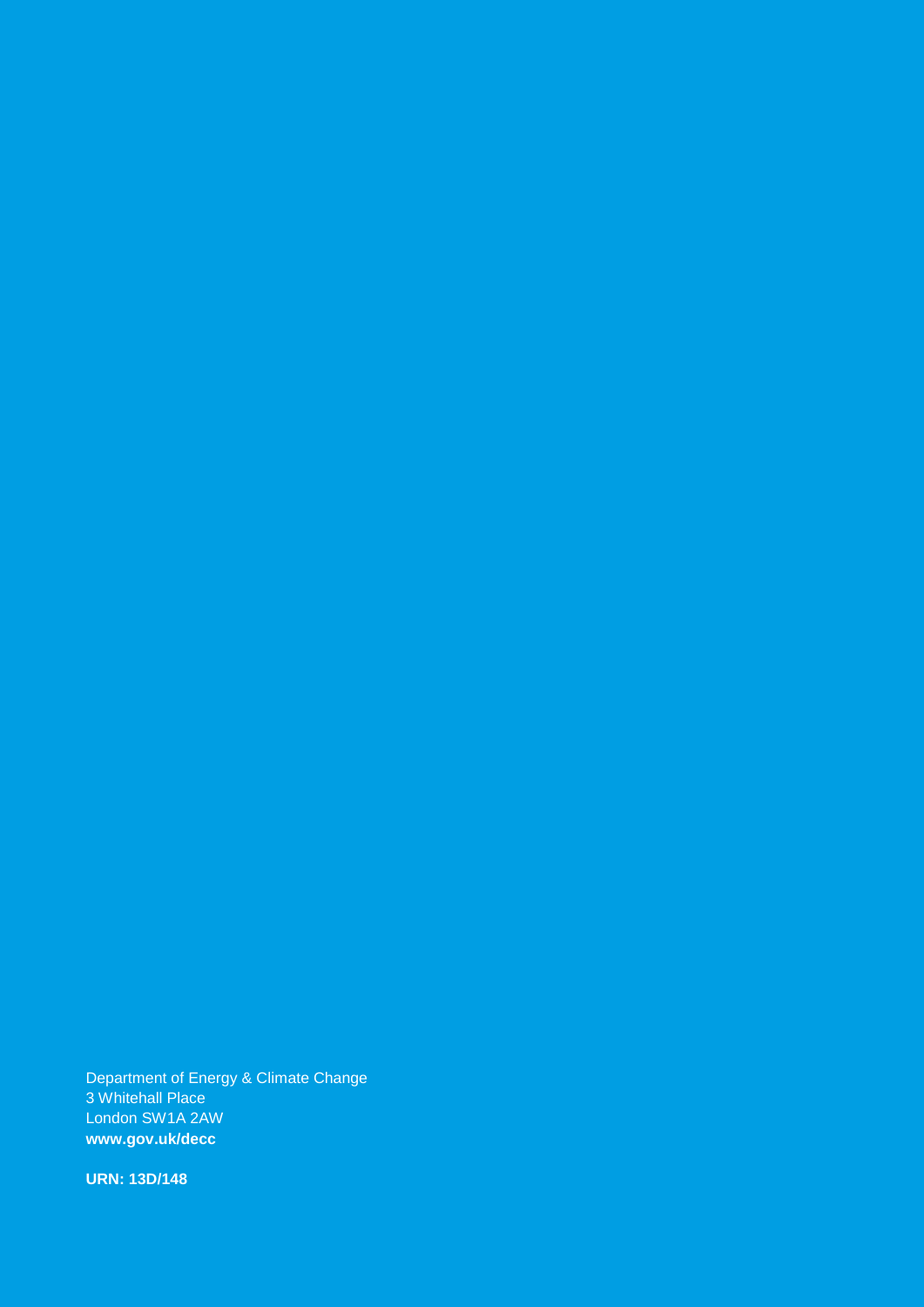Department of Energy & Climate Change
3 Whitehall Place
London SW1A 2AW
**www.gov.uk/decc**

**URN: 13D/148**